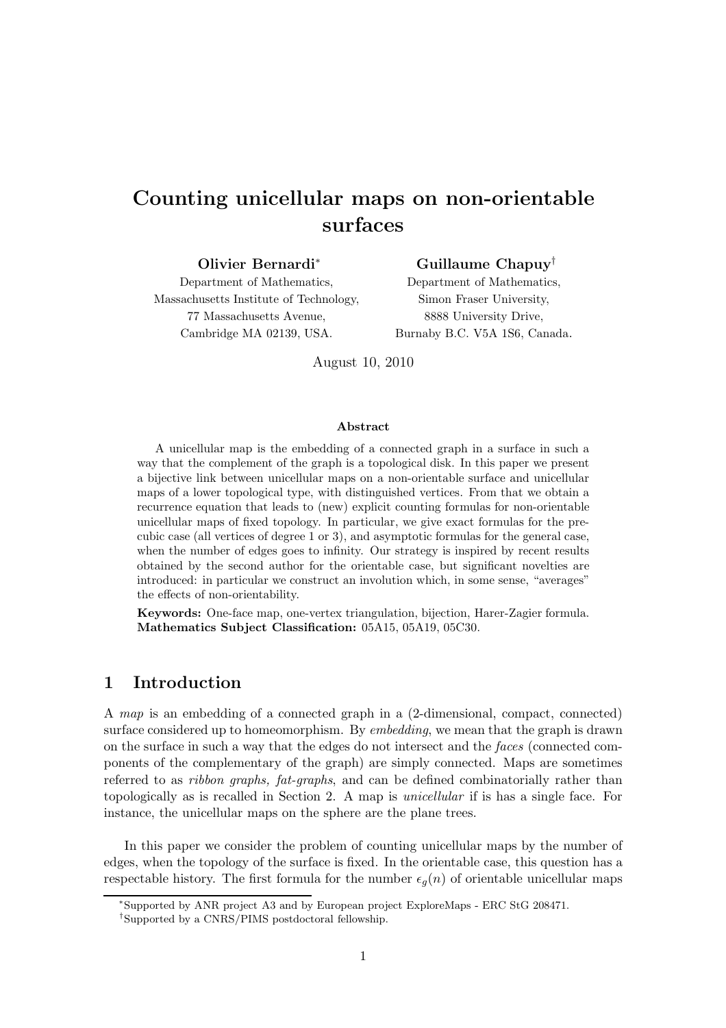# Counting unicellular maps on non-orientable surfaces

**Olivier Bernardi***
Department of Mathematics,
Massachusetts Institute of Technology,
77 Massachusetts Avenue,
Cambridge MA 02139, USA.

**Guillaume Chapuy†**
Department of Mathematics,
Simon Fraser University,
8888 University Drive,
Burnaby B.C. V5A 1S6, Canada.

August 10, 2010

### Abstract

A unicellular map is the embedding of a connected graph in a surface in such a way that the complement of the graph is a topological disk. In this paper we present a bijective link between unicellular maps on a non-orientable surface and unicellular maps of a lower topological type, with distinguished vertices. From that we obtain a recurrence equation that leads to (new) explicit counting formulas for non-orientable unicellular maps of fixed topology. In particular, we give exact formulas for the precubic case (all vertices of degree 1 or 3), and asymptotic formulas for the general case, when the number of edges goes to infinity. Our strategy is inspired by recent results obtained by the second author for the orientable case, but significant novelties are introduced: in particular we construct an involution which, in some sense, "averages" the effects of non-orientability.

**Keywords:** One-face map, one-vertex triangulation, bijection, Harer-Zagier formula.
**Mathematics Subject Classification:** 05A15, 05A19, 05C30.

## 1 Introduction

A *map* is an embedding of a connected graph in a (2-dimensional, compact, connected) surface considered up to homeomorphism. By *embedding*, we mean that the graph is drawn on the surface in such a way that the edges do not intersect and the *faces* (connected components of the complementary of the graph) are simply connected. Maps are sometimes referred to as *ribbon graphs, fat-graphs*, and can be defined combinatorially rather than topologically as is recalled in Section 2. A map is *unicellular* if is has a single face. For instance, the unicellular maps on the sphere are the plane trees.

In this paper we consider the problem of counting unicellular maps by the number of edges, when the topology of the surface is fixed. In the orientable case, this question has a respectable history. The first formula for the number $\epsilon_g(n)$ of orientable unicellular maps

*Supported by ANR project A3 and by European project ExploreMaps - ERC StG 208471.
†Supported by a CNRS/PIMS postdoctoral fellowship.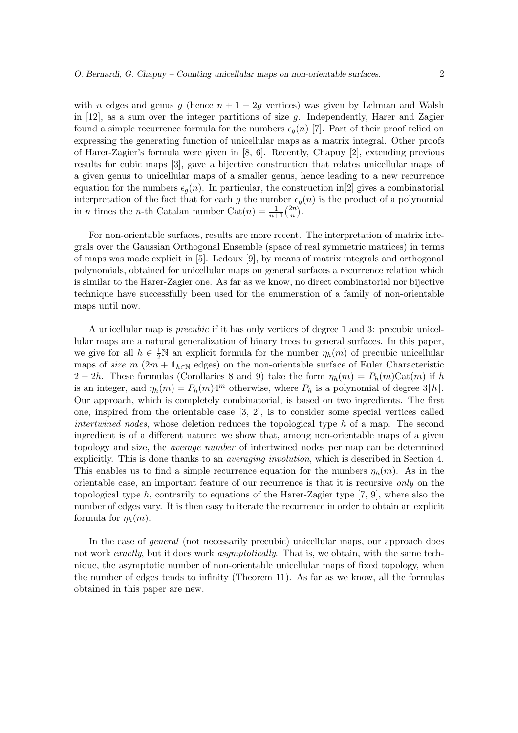with $n$ edges and genus $g$ (hence $n + 1 - 2g$ vertices) was given by Lehman and Walsh in [12], as a sum over the integer partitions of size $g$. Independently, Harer and Zagier found a simple recurrence formula for the numbers $\epsilon_g(n)$ [7]. Part of their proof relied on expressing the generating function of unicellular maps as a matrix integral. Other proofs of Harer-Zagier's formula were given in [8, 6]. Recently, Chapuy [2], extending previous results for cubic maps [3], gave a bijective construction that relates unicellular maps of a given genus to unicellular maps of a smaller genus, hence leading to a new recurrence equation for the numbers $\epsilon_g(n)$. In particular, the construction in[2] gives a combinatorial interpretation of the fact that for each $g$ the number $\epsilon_g(n)$ is the product of a polynomial in $n$ times the $n$-th Catalan number $\mathrm{Cat}(n) = \frac{1}{n+1}\binom{2n}{n}$.

For non-orientable surfaces, results are more recent. The interpretation of matrix integrals over the Gaussian Orthogonal Ensemble (space of real symmetric matrices) in terms of maps was made explicit in [5]. Ledoux [9], by means of matrix integrals and orthogonal polynomials, obtained for unicellular maps on general surfaces a recurrence relation which is similar to the Harer-Zagier one. As far as we know, no direct combinatorial nor bijective technique have successfully been used for the enumeration of a family of non-orientable maps until now.

A unicellular map is *precubic* if it has only vertices of degree 1 and 3: precubic unicellular maps are a natural generalization of binary trees to general surfaces. In this paper, we give for all $h \in \frac{1}{2}\mathbb{N}$ an explicit formula for the number $\eta_h(m)$ of precubic unicellular maps of *size* $m$ ($2m + \mathbb{1}_{h\in\mathbb{N}}$ edges) on the non-orientable surface of Euler Characteristic $2 - 2h$. These formulas (Corollaries 8 and 9) take the form $\eta_h(m) = P_h(m)\mathrm{Cat}(m)$ if $h$ is an integer, and $\eta_h(m) = P_h(m)4^m$ otherwise, where $P_h$ is a polynomial of degree $3\lfloor h \rfloor$. Our approach, which is completely combinatorial, is based on two ingredients. The first one, inspired from the orientable case [3, 2], is to consider some special vertices called *intertwined nodes*, whose deletion reduces the topological type $h$ of a map. The second ingredient is of a different nature: we show that, among non-orientable maps of a given topology and size, the *average number* of intertwined nodes per map can be determined explicitly. This is done thanks to an *averaging involution*, which is described in Section 4. This enables us to find a simple recurrence equation for the numbers $\eta_h(m)$. As in the orientable case, an important feature of our recurrence is that it is recursive *only* on the topological type $h$, contrarily to equations of the Harer-Zagier type [7, 9], where also the number of edges vary. It is then easy to iterate the recurrence in order to obtain an explicit formula for $\eta_h(m)$.

In the case of *general* (not necessarily precubic) unicellular maps, our approach does not work *exactly*, but it does work *asymptotically*. That is, we obtain, with the same technique, the asymptotic number of non-orientable unicellular maps of fixed topology, when the number of edges tends to infinity (Theorem 11). As far as we know, all the formulas obtained in this paper are new.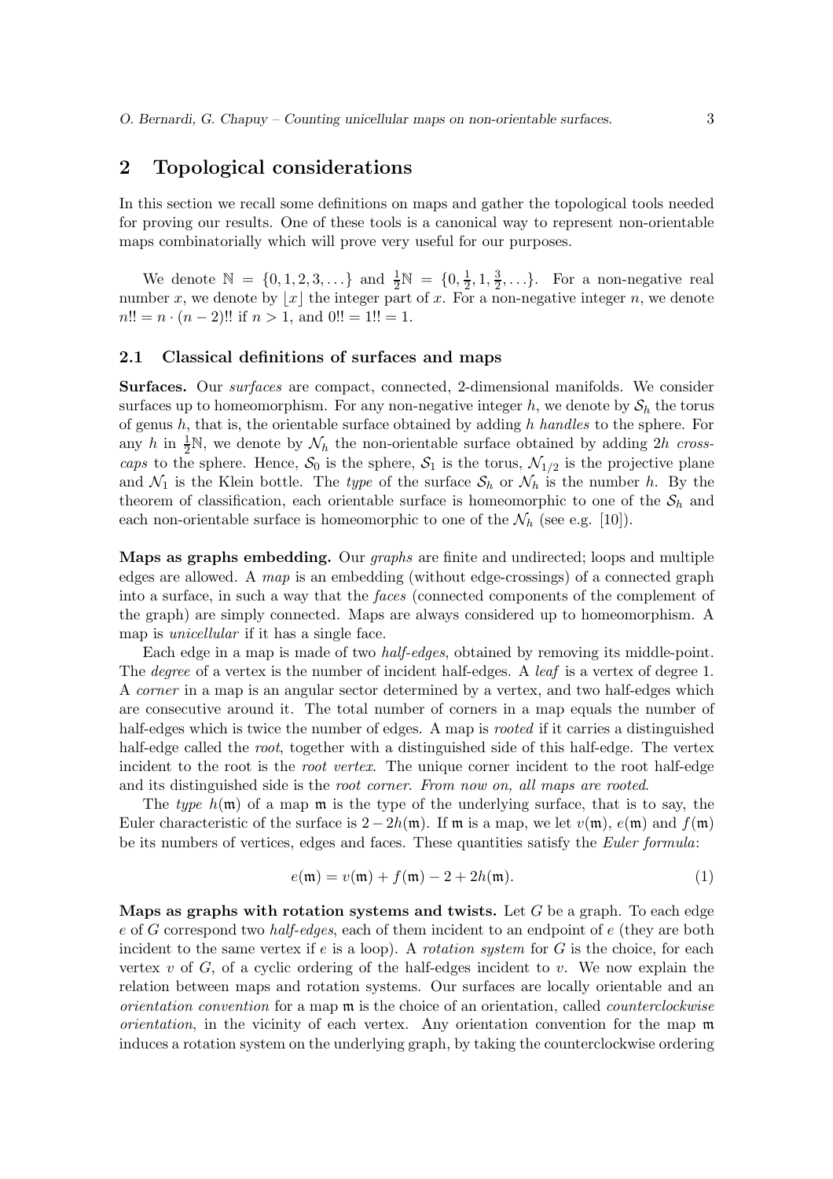## 2 Topological considerations

In this section we recall some definitions on maps and gather the topological tools needed for proving our results. One of these tools is a canonical way to represent non-orientable maps combinatorially which will prove very useful for our purposes.

We denote $\mathbb{N} = \{0, 1, 2, 3, \ldots\}$ and $\frac{1}{2}\mathbb{N} = \{0, \frac{1}{2}, 1, \frac{3}{2}, \ldots\}$. For a non-negative real number $x$, we denote by $\lfloor x \rfloor$ the integer part of $x$. For a non-negative integer $n$, we denote $n!! = n \cdot (n-2)!!$ if $n > 1$, and $0!! = 1!! = 1$.

### 2.1 Classical definitions of surfaces and maps

**Surfaces.** Our *surfaces* are compact, connected, 2-dimensional manifolds. We consider surfaces up to homeomorphism. For any non-negative integer $h$, we denote by $\mathcal{S}_h$ the torus of genus $h$, that is, the orientable surface obtained by adding $h$ *handles* to the sphere. For any $h$ in $\frac{1}{2}\mathbb{N}$, we denote by $\mathcal{N}_h$ the non-orientable surface obtained by adding $2h$ *cross-caps* to the sphere. Hence, $\mathcal{S}_0$ is the sphere, $\mathcal{S}_1$ is the torus, $\mathcal{N}_{1/2}$ is the projective plane and $\mathcal{N}_1$ is the Klein bottle. The *type* of the surface $\mathcal{S}_h$ or $\mathcal{N}_h$ is the number $h$. By the theorem of classification, each orientable surface is homeomorphic to one of the $\mathcal{S}_h$ and each non-orientable surface is homeomorphic to one of the $\mathcal{N}_h$ (see e.g. [10]).

**Maps as graphs embedding.** Our *graphs* are finite and undirected; loops and multiple edges are allowed. A *map* is an embedding (without edge-crossings) of a connected graph into a surface, in such a way that the *faces* (connected components of the complement of the graph) are simply connected. Maps are always considered up to homeomorphism. A map is *unicellular* if it has a single face.

Each edge in a map is made of two *half-edges*, obtained by removing its middle-point. The *degree* of a vertex is the number of incident half-edges. A *leaf* is a vertex of degree 1. A *corner* in a map is an angular sector determined by a vertex, and two half-edges which are consecutive around it. The total number of corners in a map equals the number of half-edges which is twice the number of edges. A map is *rooted* if it carries a distinguished half-edge called the *root*, together with a distinguished side of this half-edge. The vertex incident to the root is the *root vertex*. The unique corner incident to the root half-edge and its distinguished side is the *root corner*. *From now on, all maps are rooted.*

The *type* $h(\mathfrak{m})$ of a map $\mathfrak{m}$ is the type of the underlying surface, that is to say, the Euler characteristic of the surface is $2 - 2h(\mathfrak{m})$. If $\mathfrak{m}$ is a map, we let $v(\mathfrak{m})$, $e(\mathfrak{m})$ and $f(\mathfrak{m})$ be its numbers of vertices, edges and faces. These quantities satisfy the *Euler formula*:

$$e(\mathfrak{m}) = v(\mathfrak{m}) + f(\mathfrak{m}) - 2 + 2h(\mathfrak{m}). \tag{1}$$

**Maps as graphs with rotation systems and twists.** Let $G$ be a graph. To each edge $e$ of $G$ correspond two *half-edges*, each of them incident to an endpoint of $e$ (they are both incident to the same vertex if $e$ is a loop). A *rotation system* for $G$ is the choice, for each vertex $v$ of $G$, of a cyclic ordering of the half-edges incident to $v$. We now explain the relation between maps and rotation systems. Our surfaces are locally orientable and an *orientation convention* for a map $\mathfrak{m}$ is the choice of an orientation, called *counterclockwise orientation*, in the vicinity of each vertex. Any orientation convention for the map $\mathfrak{m}$ induces a rotation system on the underlying graph, by taking the counterclockwise ordering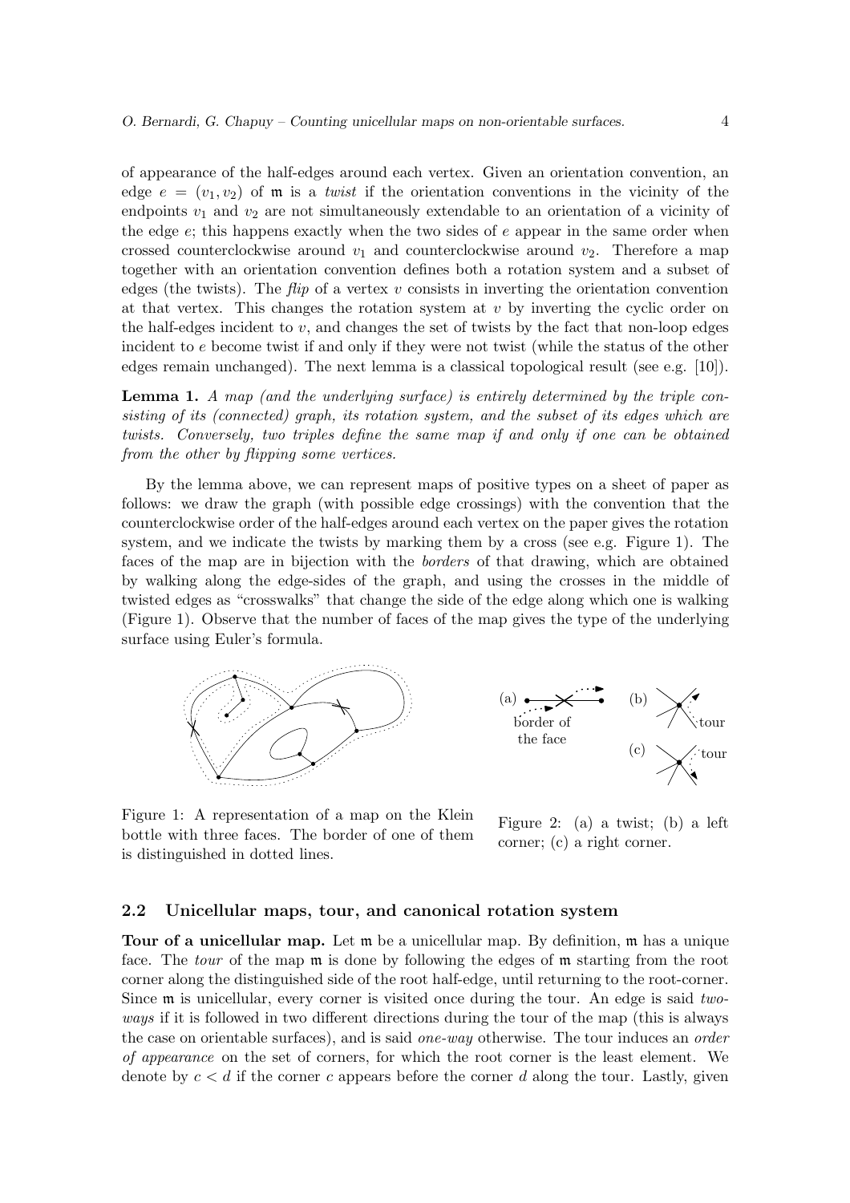of appearance of the half-edges around each vertex. Given an orientation convention, an edge $e = (v_1, v_2)$ of $\mathfrak{m}$ is a *twist* if the orientation conventions in the vicinity of the endpoints $v_1$ and $v_2$ are not simultaneously extendable to an orientation of a vicinity of the edge $e$; this happens exactly when the two sides of $e$ appear in the same order when crossed counterclockwise around $v_1$ and counterclockwise around $v_2$. Therefore a map together with an orientation convention defines both a rotation system and a subset of edges (the twists). The *flip* of a vertex $v$ consists in inverting the orientation convention at that vertex. This changes the rotation system at $v$ by inverting the cyclic order on the half-edges incident to $v$, and changes the set of twists by the fact that non-loop edges incident to $e$ become twist if and only if they were not twist (while the status of the other edges remain unchanged). The next lemma is a classical topological result (see e.g. [10]).

**Lemma 1.** *A map (and the underlying surface) is entirely determined by the triple consisting of its (connected) graph, its rotation system, and the subset of its edges which are twists. Conversely, two triples define the same map if and only if one can be obtained from the other by flipping some vertices.*

By the lemma above, we can represent maps of positive types on a sheet of paper as follows: we draw the graph (with possible edge crossings) with the convention that the counterclockwise order of the half-edges around each vertex on the paper gives the rotation system, and we indicate the twists by marking them by a cross (see e.g. Figure 1). The faces of the map are in bijection with the *borders* of that drawing, which are obtained by walking along the edge-sides of the graph, and using the crosses in the middle of twisted edges as "crosswalks" that change the side of the edge along which one is walking (Figure 1). Observe that the number of faces of the map gives the type of the underlying surface using Euler's formula.

Figure 1: A representation of a map on the Klein bottle with three faces. The border of one of them is distinguished in dotted lines.

Figure 2: (a) a twist; (b) a left corner; (c) a right corner.

### 2.2 Unicellular maps, tour, and canonical rotation system

**Tour of a unicellular map.** Let $\mathfrak{m}$ be a unicellular map. By definition, $\mathfrak{m}$ has a unique face. The *tour* of the map $\mathfrak{m}$ is done by following the edges of $\mathfrak{m}$ starting from the root corner along the distinguished side of the root half-edge, until returning to the root-corner. Since $\mathfrak{m}$ is unicellular, every corner is visited once during the tour. An edge is said *two-ways* if it is followed in two different directions during the tour of the map (this is always the case on orientable surfaces), and is said *one-way* otherwise. The tour induces an *order of appearance* on the set of corners, for which the root corner is the least element. We denote by $c < d$ if the corner $c$ appears before the corner $d$ along the tour. Lastly, given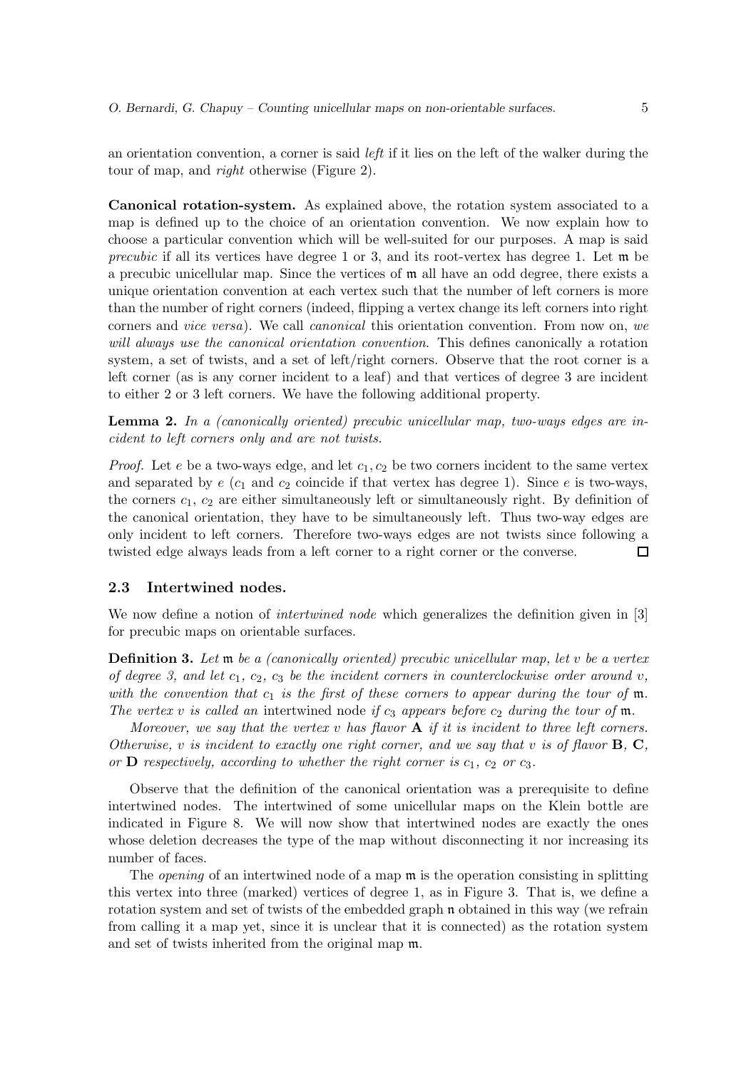an orientation convention, a corner is said *left* if it lies on the left of the walker during the tour of map, and *right* otherwise (Figure 2).

**Canonical rotation-system.** As explained above, the rotation system associated to a map is defined up to the choice of an orientation convention. We now explain how to choose a particular convention which will be well-suited for our purposes. A map is said *precubic* if all its vertices have degree 1 or 3, and its root-vertex has degree 1. Let $\mathfrak{m}$ be a precubic unicellular map. Since the vertices of $\mathfrak{m}$ all have an odd degree, there exists a unique orientation convention at each vertex such that the number of left corners is more than the number of right corners (indeed, flipping a vertex change its left corners into right corners and *vice versa*). We call *canonical* this orientation convention. From now on, *we will always use the canonical orientation convention.* This defines canonically a rotation system, a set of twists, and a set of left/right corners. Observe that the root corner is a left corner (as is any corner incident to a leaf) and that vertices of degree 3 are incident to either 2 or 3 left corners. We have the following additional property.

**Lemma 2.** *In a (canonically oriented) precubic unicellular map, two-ways edges are incident to left corners only and are not twists.*

*Proof.* Let $e$ be a two-ways edge, and let $c_1, c_2$ be two corners incident to the same vertex and separated by $e$ ($c_1$ and $c_2$ coincide if that vertex has degree 1). Since $e$ is two-ways, the corners $c_1$, $c_2$ are either simultaneously left or simultaneously right. By definition of the canonical orientation, they have to be simultaneously left. Thus two-way edges are only incident to left corners. Therefore two-ways edges are not twists since following a twisted edge always leads from a left corner to a right corner or the converse. □

### 2.3 Intertwined nodes.

We now define a notion of *intertwined node* which generalizes the definition given in [3] for precubic maps on orientable surfaces.

**Definition 3.** *Let $\mathfrak{m}$ be a (canonically oriented) precubic unicellular map, let $v$ be a vertex of degree 3, and let $c_1$, $c_2$, $c_3$ be the incident corners in counterclockwise order around $v$, with the convention that $c_1$ is the first of these corners to appear during the tour of $\mathfrak{m}$. The vertex $v$ is called an* intertwined node *if $c_3$ appears before $c_2$ during the tour of $\mathfrak{m}$.*

*Moreover, we say that the vertex $v$ has flavor* **A** *if it is incident to three left corners. Otherwise, $v$ is incident to exactly one right corner, and we say that $v$ is of flavor* **B**, **C**, *or* **D** *respectively, according to whether the right corner is $c_1$, $c_2$ or $c_3$.*

Observe that the definition of the canonical orientation was a prerequisite to define intertwined nodes. The intertwined of some unicellular maps on the Klein bottle are indicated in Figure 8. We will now show that intertwined nodes are exactly the ones whose deletion decreases the type of the map without disconnecting it nor increasing its number of faces.

The *opening* of an intertwined node of a map $\mathfrak{m}$ is the operation consisting in splitting this vertex into three (marked) vertices of degree 1, as in Figure 3. That is, we define a rotation system and set of twists of the embedded graph $\mathfrak{n}$ obtained in this way (we refrain from calling it a map yet, since it is unclear that it is connected) as the rotation system and set of twists inherited from the original map $\mathfrak{m}$.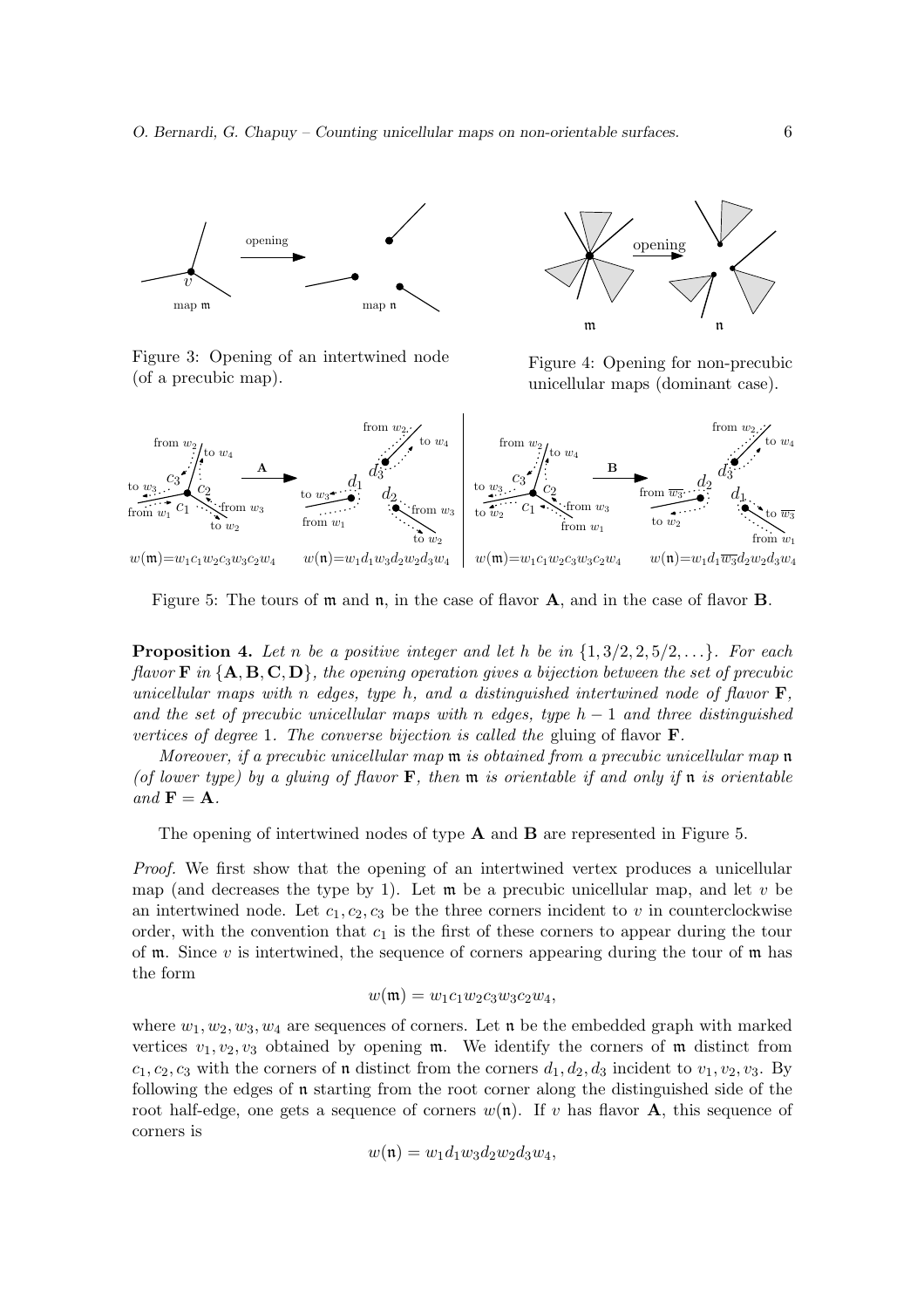Figure 3: Opening of an intertwined node (of a precubic map).

Figure 4: Opening for non-precubic unicellular maps (dominant case).

Figure 5: The tours of $\mathfrak{m}$ and $\mathfrak{n}$, in the case of flavor **A**, and in the case of flavor **B**.

**Proposition 4.** *Let $n$ be a positive integer and let $h$ be in $\{1, 3/2, 2, 5/2, \ldots\}$. For each flavor* $\mathbf{F}$ *in* $\{\mathbf{A}, \mathbf{B}, \mathbf{C}, \mathbf{D}\}$*, the opening operation gives a bijection between the set of precubic unicellular maps with $n$ edges, type $h$, and a distinguished intertwined node of flavor* $\mathbf{F}$*, and the set of precubic unicellular maps with $n$ edges, type $h-1$ and three distinguished vertices of degree 1. The converse bijection is called the* gluing *of flavor* $\mathbf{F}$.

*Moreover, if a precubic unicellular map $\mathfrak{m}$ is obtained from a precubic unicellular map $\mathfrak{n}$ (of lower type) by a gluing of flavor* $\mathbf{F}$*, then $\mathfrak{m}$ is orientable if and only if $\mathfrak{n}$ is orientable and* $\mathbf{F} = \mathbf{A}$.

The opening of intertwined nodes of type **A** and **B** are represented in Figure 5.

*Proof.* We first show that the opening of an intertwined vertex produces a unicellular map (and decreases the type by 1). Let $\mathfrak{m}$ be a precubic unicellular map, and let $v$ be an intertwined node. Let $c_1, c_2, c_3$ be the three corners incident to $v$ in counterclockwise order, with the convention that $c_1$ is the first of these corners to appear during the tour of $\mathfrak{m}$. Since $v$ is intertwined, the sequence of corners appearing during the tour of $\mathfrak{m}$ has the form

$$w(\mathfrak{m}) = w_1 c_1 w_2 c_3 w_3 c_2 w_4,$$

where $w_1, w_2, w_3, w_4$ are sequences of corners. Let $\mathfrak{n}$ be the embedded graph with marked vertices $v_1, v_2, v_3$ obtained by opening $\mathfrak{m}$. We identify the corners of $\mathfrak{m}$ distinct from $c_1, c_2, c_3$ with the corners of $\mathfrak{n}$ distinct from the corners $d_1, d_2, d_3$ incident to $v_1, v_2, v_3$. By following the edges of $\mathfrak{n}$ starting from the root corner along the distinguished side of the root half-edge, one gets a sequence of corners $w(\mathfrak{n})$. If $v$ has flavor **A**, this sequence of corners is

$$w(\mathfrak{n}) = w_1 d_1 w_3 d_2 w_2 d_3 w_4,$$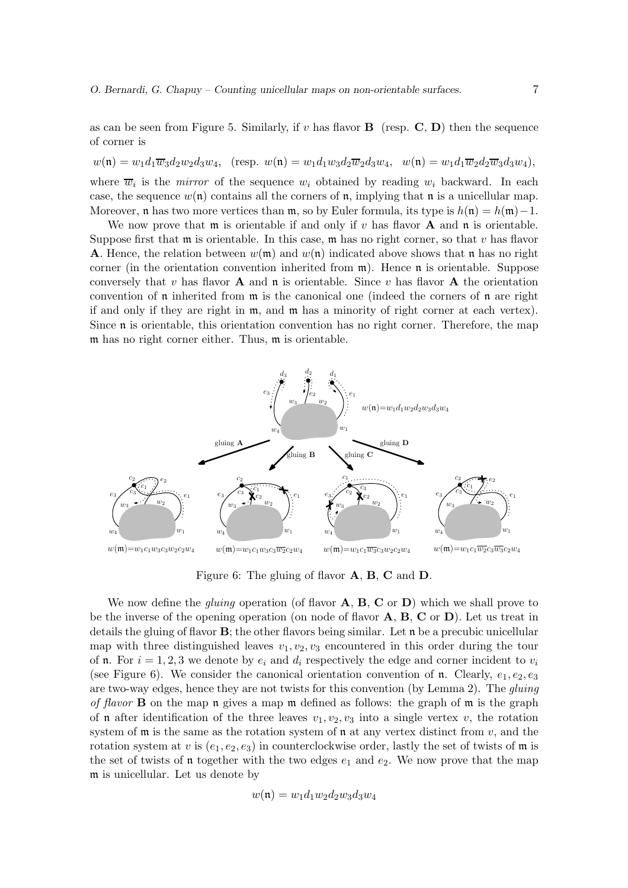as can be seen from Figure 5. Similarly, if $v$ has flavor **B** (resp. **C**, **D**) then the sequence of corner is

$$w(\mathfrak{n}) = w_1 d_1 \overline{w}_3 d_2 w_2 d_3 w_4, \quad \text{(resp. } w(\mathfrak{n}) = w_1 d_1 w_3 d_2 \overline{w}_2 d_3 w_4, \quad w(\mathfrak{n}) = w_1 d_1 \overline{w}_2 d_2 \overline{w}_3 d_3 w_4),$$

where $\overline{w}_i$ is the *mirror* of the sequence $w_i$ obtained by reading $w_i$ backward. In each case, the sequence $w(\mathfrak{n})$ contains all the corners of $\mathfrak{n}$, implying that $\mathfrak{n}$ is a unicellular map. Moreover, $\mathfrak{n}$ has two more vertices than $\mathfrak{m}$, so by Euler formula, its type is $h(\mathfrak{n}) = h(\mathfrak{m}) - 1$.

We now prove that $\mathfrak{m}$ is orientable if and only if $v$ has flavor **A** and $\mathfrak{n}$ is orientable. Suppose first that $\mathfrak{m}$ is orientable. In this case, $\mathfrak{m}$ has no right corner, so that $v$ has flavor **A**. Hence, the relation between $w(\mathfrak{m})$ and $w(\mathfrak{n})$ indicated above shows that $\mathfrak{n}$ has no right corner (in the orientation convention inherited from $\mathfrak{m}$). Hence $\mathfrak{n}$ is orientable. Suppose conversely that $v$ has flavor **A** and $\mathfrak{n}$ is orientable. Since $v$ has flavor **A** the orientation convention of $\mathfrak{n}$ inherited from $\mathfrak{m}$ is the canonical one (indeed the corners of $\mathfrak{n}$ are right if and only if they are right in $\mathfrak{m}$, and $\mathfrak{m}$ has a minority of right corner at each vertex). Since $\mathfrak{n}$ is orientable, this orientation convention has no right corner. Therefore, the map $\mathfrak{m}$ has no right corner either. Thus, $\mathfrak{m}$ is orientable.

Figure 6: The gluing of flavor **A**, **B**, **C** and **D**.

We now define the *gluing* operation (of flavor **A**, **B**, **C** or **D**) which we shall prove to be the inverse of the opening operation (on node of flavor **A**, **B**, **C** or **D**). Let us treat in details the gluing of flavor **B**; the other flavors being similar. Let $\mathfrak{n}$ be a precubic unicellular map with three distinguished leaves $v_1, v_2, v_3$ encountered in this order during the tour of $\mathfrak{n}$. For $i = 1, 2, 3$ we denote by $e_i$ and $d_i$ respectively the edge and corner incident to $v_i$ (see Figure 6). We consider the canonical orientation convention of $\mathfrak{n}$. Clearly, $e_1, e_2, e_3$ are two-way edges, hence they are not twists for this convention (by Lemma 2). The *gluing of flavor* **B** on the map $\mathfrak{n}$ gives a map $\mathfrak{m}$ defined as follows: the graph of $\mathfrak{m}$ is the graph of $\mathfrak{n}$ after identification of the three leaves $v_1, v_2, v_3$ into a single vertex $v$, the rotation system of $\mathfrak{m}$ is the same as the rotation system of $\mathfrak{n}$ at any vertex distinct from $v$, and the rotation system at $v$ is $(e_1, e_2, e_3)$ in counterclockwise order, lastly the set of twists of $\mathfrak{m}$ is the set of twists of $\mathfrak{n}$ together with the two edges $e_1$ and $e_2$. We now prove that the map $\mathfrak{m}$ is unicellular. Let us denote by

$$w(\mathfrak{n}) = w_1 d_1 w_2 d_2 w_3 d_3 w_4$$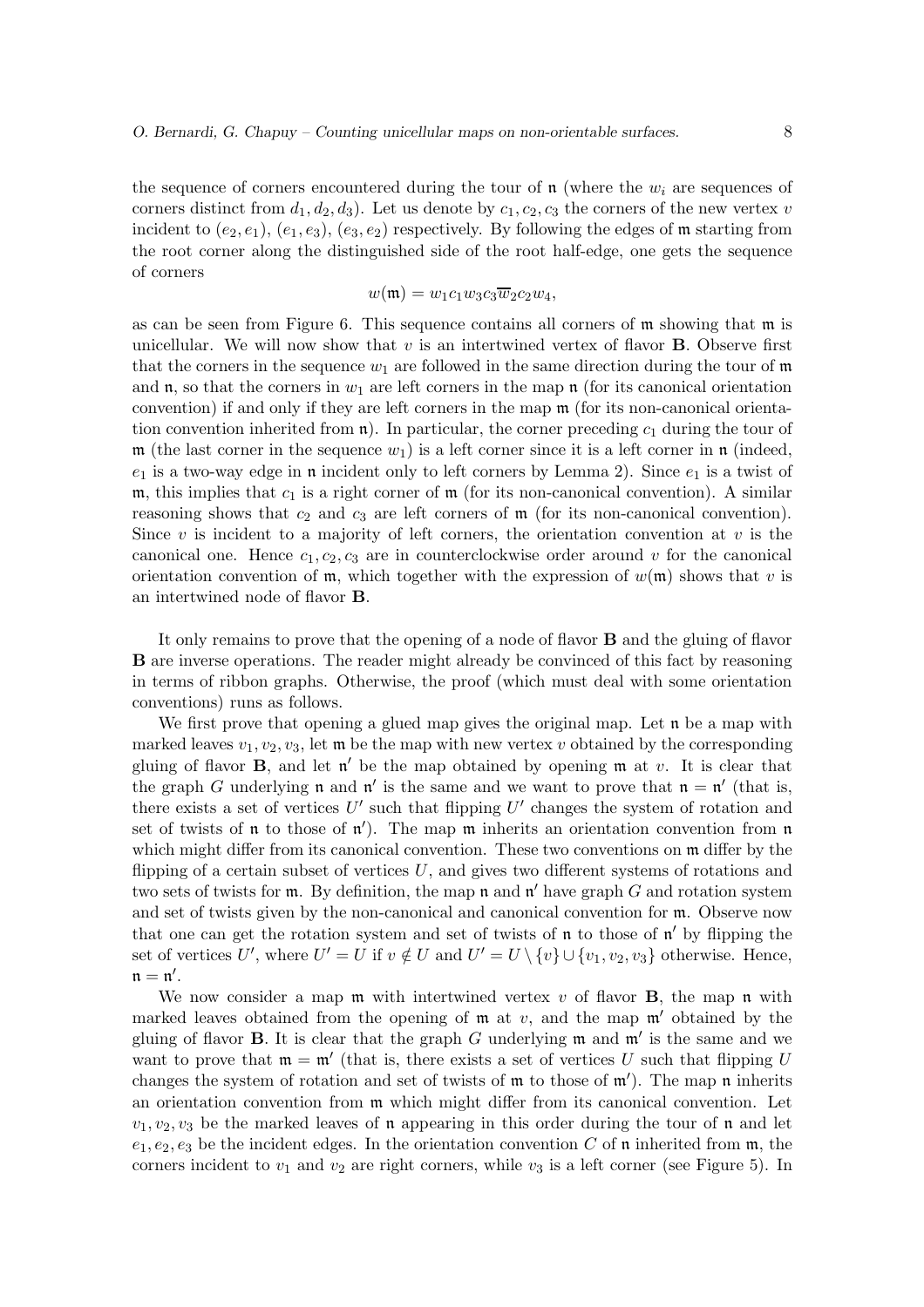the sequence of corners encountered during the tour of $\mathfrak{n}$ (where the $w_i$ are sequences of corners distinct from $d_1, d_2, d_3$). Let us denote by $c_1, c_2, c_3$ the corners of the new vertex $v$ incident to $(e_2, e_1)$, $(e_1, e_3)$, $(e_3, e_2)$ respectively. By following the edges of $\mathfrak{m}$ starting from the root corner along the distinguished side of the root half-edge, one gets the sequence of corners

$$w(\mathfrak{m}) = w_1 c_1 w_3 c_3 \overline{w}_2 c_2 w_4,$$

as can be seen from Figure 6. This sequence contains all corners of $\mathfrak{m}$ showing that $\mathfrak{m}$ is unicellular. We will now show that $v$ is an intertwined vertex of flavor **B**. Observe first that the corners in the sequence $w_1$ are followed in the same direction during the tour of $\mathfrak{m}$ and $\mathfrak{n}$, so that the corners in $w_1$ are left corners in the map $\mathfrak{n}$ (for its canonical orientation convention) if and only if they are left corners in the map $\mathfrak{m}$ (for its non-canonical orientation convention inherited from $\mathfrak{n}$). In particular, the corner preceding $c_1$ during the tour of $\mathfrak{m}$ (the last corner in the sequence $w_1$) is a left corner since it is a left corner in $\mathfrak{n}$ (indeed, $e_1$ is a two-way edge in $\mathfrak{n}$ incident only to left corners by Lemma 2). Since $e_1$ is a twist of $\mathfrak{m}$, this implies that $c_1$ is a right corner of $\mathfrak{m}$ (for its non-canonical convention). A similar reasoning shows that $c_2$ and $c_3$ are left corners of $\mathfrak{m}$ (for its non-canonical convention). Since $v$ is incident to a majority of left corners, the orientation convention at $v$ is the canonical one. Hence $c_1, c_2, c_3$ are in counterclockwise order around $v$ for the canonical orientation convention of $\mathfrak{m}$, which together with the expression of $w(\mathfrak{m})$ shows that $v$ is an intertwined node of flavor **B**.

It only remains to prove that the opening of a node of flavor **B** and the gluing of flavor **B** are inverse operations. The reader might already be convinced of this fact by reasoning in terms of ribbon graphs. Otherwise, the proof (which must deal with some orientation conventions) runs as follows.

We first prove that opening a glued map gives the original map. Let $\mathfrak{n}$ be a map with marked leaves $v_1, v_2, v_3$, let $\mathfrak{m}$ be the map with new vertex $v$ obtained by the corresponding gluing of flavor **B**, and let $\mathfrak{n}'$ be the map obtained by opening $\mathfrak{m}$ at $v$. It is clear that the graph $G$ underlying $\mathfrak{n}$ and $\mathfrak{n}'$ is the same and we want to prove that $\mathfrak{n} = \mathfrak{n}'$ (that is, there exists a set of vertices $U'$ such that flipping $U'$ changes the system of rotation and set of twists of $\mathfrak{n}$ to those of $\mathfrak{n}'$). The map $\mathfrak{m}$ inherits an orientation convention from $\mathfrak{n}$ which might differ from its canonical convention. These two conventions on $\mathfrak{m}$ differ by the flipping of a certain subset of vertices $U$, and gives two different systems of rotations and two sets of twists for $\mathfrak{m}$. By definition, the map $\mathfrak{n}$ and $\mathfrak{n}'$ have graph $G$ and rotation system and set of twists given by the non-canonical and canonical convention for $\mathfrak{m}$. Observe now that one can get the rotation system and set of twists of $\mathfrak{n}$ to those of $\mathfrak{n}'$ by flipping the set of vertices $U'$, where $U' = U$ if $v \notin U$ and $U' = U \setminus \{v\} \cup \{v_1, v_2, v_3\}$ otherwise. Hence, $\mathfrak{n} = \mathfrak{n}'$.

We now consider a map $\mathfrak{m}$ with intertwined vertex $v$ of flavor **B**, the map $\mathfrak{n}$ with marked leaves obtained from the opening of $\mathfrak{m}$ at $v$, and the map $\mathfrak{m}'$ obtained by the gluing of flavor **B**. It is clear that the graph $G$ underlying $\mathfrak{m}$ and $\mathfrak{m}'$ is the same and we want to prove that $\mathfrak{m} = \mathfrak{m}'$ (that is, there exists a set of vertices $U$ such that flipping $U$ changes the system of rotation and set of twists of $\mathfrak{m}$ to those of $\mathfrak{m}'$). The map $\mathfrak{n}$ inherits an orientation convention from $\mathfrak{m}$ which might differ from its canonical convention. Let $v_1, v_2, v_3$ be the marked leaves of $\mathfrak{n}$ appearing in this order during the tour of $\mathfrak{n}$ and let $e_1, e_2, e_3$ be the incident edges. In the orientation convention $C$ of $\mathfrak{n}$ inherited from $\mathfrak{m}$, the corners incident to $v_1$ and $v_2$ are right corners, while $v_3$ is a left corner (see Figure 5). In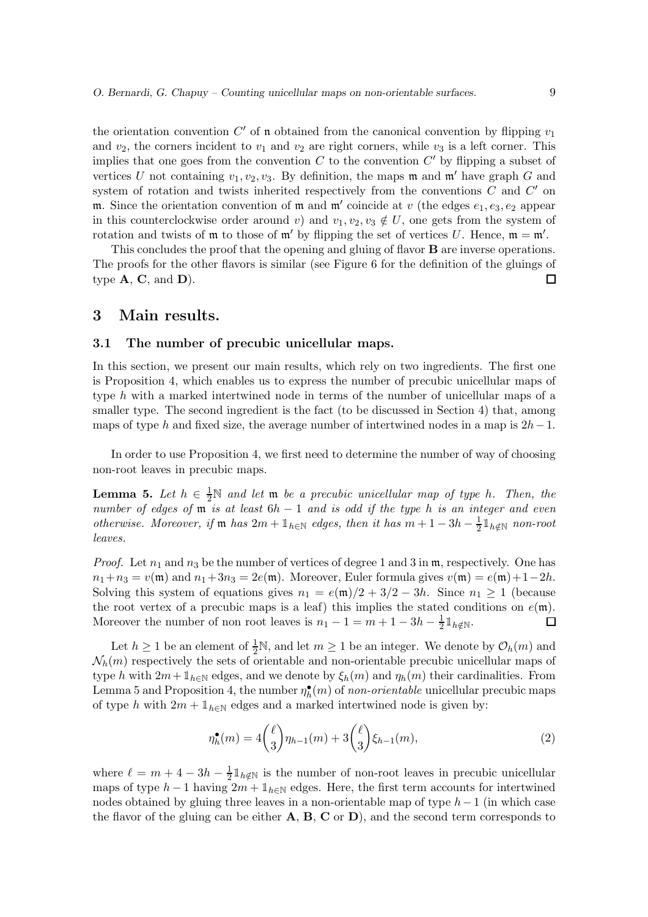the orientation convention $C'$ of $\mathfrak{n}$ obtained from the canonical convention by flipping $v_1$ and $v_2$, the corners incident to $v_1$ and $v_2$ are right corners, while $v_3$ is a left corner. This implies that one goes from the convention $C$ to the convention $C'$ by flipping a subset of vertices $U$ not containing $v_1, v_2, v_3$. By definition, the maps $\mathfrak{m}$ and $\mathfrak{m}'$ have graph $G$ and system of rotation and twists inherited respectively from the conventions $C$ and $C'$ on $\mathfrak{m}$. Since the orientation convention of $\mathfrak{m}$ and $\mathfrak{m}'$ coincide at $v$ (the edges $e_1, e_3, e_2$ appear in this counterclockwise order around $v$) and $v_1, v_2, v_3 \notin U$, one gets from the system of rotation and twists of $\mathfrak{m}$ to those of $\mathfrak{m}'$ by flipping the set of vertices $U$. Hence, $\mathfrak{m} = \mathfrak{m}'$.

This concludes the proof that the opening and gluing of flavor **B** are inverse operations. The proofs for the other flavors is similar (see Figure 6 for the definition of the gluings of type **A**, **C**, and **D**). □

## 3 Main results.

### 3.1 The number of precubic unicellular maps.

In this section, we present our main results, which rely on two ingredients. The first one is Proposition 4, which enables us to express the number of precubic unicellular maps of type $h$ with a marked intertwined node in terms of the number of unicellular maps of a smaller type. The second ingredient is the fact (to be discussed in Section 4) that, among maps of type $h$ and fixed size, the average number of intertwined nodes in a map is $2h-1$.

In order to use Proposition 4, we first need to determine the number of way of choosing non-root leaves in precubic maps.

**Lemma 5.** *Let $h \in \frac{1}{2}\mathbb{N}$ and let $\mathfrak{m}$ be a precubic unicellular map of type $h$. Then, the number of edges of $\mathfrak{m}$ is at least $6h-1$ and is odd if the type $h$ is an integer and even otherwise. Moreover, if $\mathfrak{m}$ has $2m + \mathbb{1}_{h\in\mathbb{N}}$ edges, then it has $m+1-3h-\frac{1}{2}\mathbb{1}_{h\notin\mathbb{N}}$ non-root leaves.*

*Proof.* Let $n_1$ and $n_3$ be the number of vertices of degree 1 and 3 in $\mathfrak{m}$, respectively. One has $n_1+n_3 = v(\mathfrak{m})$ and $n_1+3n_3 = 2e(\mathfrak{m})$. Moreover, Euler formula gives $v(\mathfrak{m}) = e(\mathfrak{m})+1-2h$. Solving this system of equations gives $n_1 = e(\mathfrak{m})/2 + 3/2 - 3h$. Since $n_1 \geq 1$ (because the root vertex of a precubic maps is a leaf) this implies the stated conditions on $e(\mathfrak{m})$. Moreover the number of non root leaves is $n_1 - 1 = m+1-3h-\frac{1}{2}\mathbb{1}_{h\notin\mathbb{N}}$. □

Let $h \geq 1$ be an element of $\frac{1}{2}\mathbb{N}$, and let $m \geq 1$ be an integer. We denote by $\mathcal{O}_h(m)$ and $\mathcal{N}_h(m)$ respectively the sets of orientable and non-orientable precubic unicellular maps of type $h$ with $2m+\mathbb{1}_{h\in\mathbb{N}}$ edges, and we denote by $\xi_h(m)$ and $\eta_h(m)$ their cardinalities. From Lemma 5 and Proposition 4, the number $\eta_h^{\bullet}(m)$ of *non-orientable* unicellular precubic maps of type $h$ with $2m + \mathbb{1}_{h\in\mathbb{N}}$ edges and a marked intertwined node is given by:

$$\eta_h^{\bullet}(m) = 4\binom{\ell}{3}\eta_{h-1}(m) + 3\binom{\ell}{3}\xi_{h-1}(m), \tag{2}$$

where $\ell = m+4-3h-\frac{1}{2}\mathbb{1}_{h\notin\mathbb{N}}$ is the number of non-root leaves in precubic unicellular maps of type $h-1$ having $2m+\mathbb{1}_{h\in\mathbb{N}}$ edges. Here, the first term accounts for intertwined nodes obtained by gluing three leaves in a non-orientable map of type $h-1$ (in which case the flavor of the gluing can be either **A**, **B**, **C** or **D**), and the second term corresponds to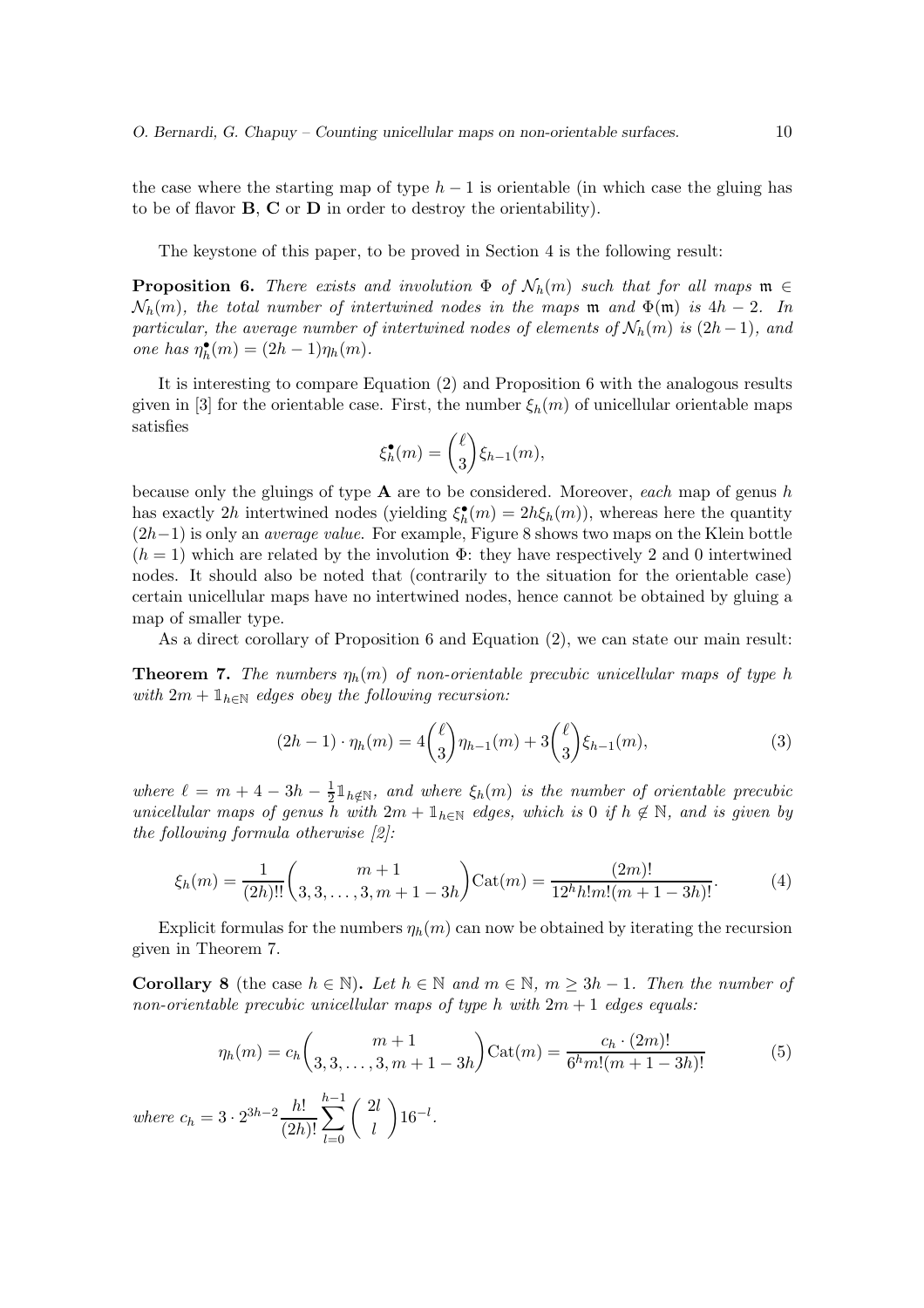the case where the starting map of type $h-1$ is orientable (in which case the gluing has to be of flavor **B**, **C** or **D** in order to destroy the orientability).

The keystone of this paper, to be proved in Section 4 is the following result:

**Proposition 6.** *There exists and involution $\Phi$ of $\mathcal{N}_h(m)$ such that for all maps $\mathfrak{m} \in \mathcal{N}_h(m)$, the total number of intertwined nodes in the maps $\mathfrak{m}$ and $\Phi(\mathfrak{m})$ is $4h-2$. In particular, the average number of intertwined nodes of elements of $\mathcal{N}_h(m)$ is $(2h-1)$, and one has $\eta_h^\bullet(m) = (2h-1)\eta_h(m)$.*

It is interesting to compare Equation (2) and Proposition 6 with the analogous results given in [3] for the orientable case. First, the number $\xi_h(m)$ of unicellular orientable maps satisfies

$$\xi_h^\bullet(m) = \binom{\ell}{3}\xi_{h-1}(m),$$

because only the gluings of type **A** are to be considered. Moreover, *each* map of genus $h$ has exactly $2h$ intertwined nodes (yielding $\xi_h^\bullet(m) = 2h\xi_h(m)$), whereas here the quantity $(2h-1)$ is only an *average value*. For example, Figure 8 shows two maps on the Klein bottle ($h=1$) which are related by the involution $\Phi$: they have respectively 2 and 0 intertwined nodes. It should also be noted that (contrarily to the situation for the orientable case) certain unicellular maps have no intertwined nodes, hence cannot be obtained by gluing a map of smaller type.

As a direct corollary of Proposition 6 and Equation (2), we can state our main result:

**Theorem 7.** *The numbers $\eta_h(m)$ of non-orientable precubic unicellular maps of type $h$ with $2m + \mathbb{1}_{h\in\mathbb{N}}$ edges obey the following recursion:*

$$(2h-1)\cdot\eta_h(m) = 4\binom{\ell}{3}\eta_{h-1}(m) + 3\binom{\ell}{3}\xi_{h-1}(m), \tag{3}$$

*where $\ell = m + 4 - 3h - \frac{1}{2}\mathbb{1}_{h\notin\mathbb{N}}$, and where $\xi_h(m)$ is the number of orientable precubic unicellular maps of genus $h$ with $2m + \mathbb{1}_{h\in\mathbb{N}}$ edges, which is 0 if $h \notin \mathbb{N}$, and is given by the following formula otherwise [2]:*

$$\xi_h(m) = \frac{1}{(2h)!!}\binom{m+1}{3,3,\ldots,3,m+1-3h}\mathrm{Cat}(m) = \frac{(2m)!}{12^h h! m! (m+1-3h)!}. \tag{4}$$

Explicit formulas for the numbers $\eta_h(m)$ can now be obtained by iterating the recursion given in Theorem 7.

**Corollary 8** (the case $h \in \mathbb{N}$)**.** *Let $h \in \mathbb{N}$ and $m \in \mathbb{N}$, $m \geq 3h-1$. Then the number of non-orientable precubic unicellular maps of type $h$ with $2m+1$ edges equals:*

$$\eta_h(m) = c_h\binom{m+1}{3,3,\ldots,3,m+1-3h}\mathrm{Cat}(m) = \frac{c_h\cdot(2m)!}{6^h m!(m+1-3h)!} \tag{5}$$

*where $c_h = 3\cdot 2^{3h-2}\dfrac{h!}{(2h)!}\displaystyle\sum_{l=0}^{h-1}\binom{2l}{l}16^{-l}$.*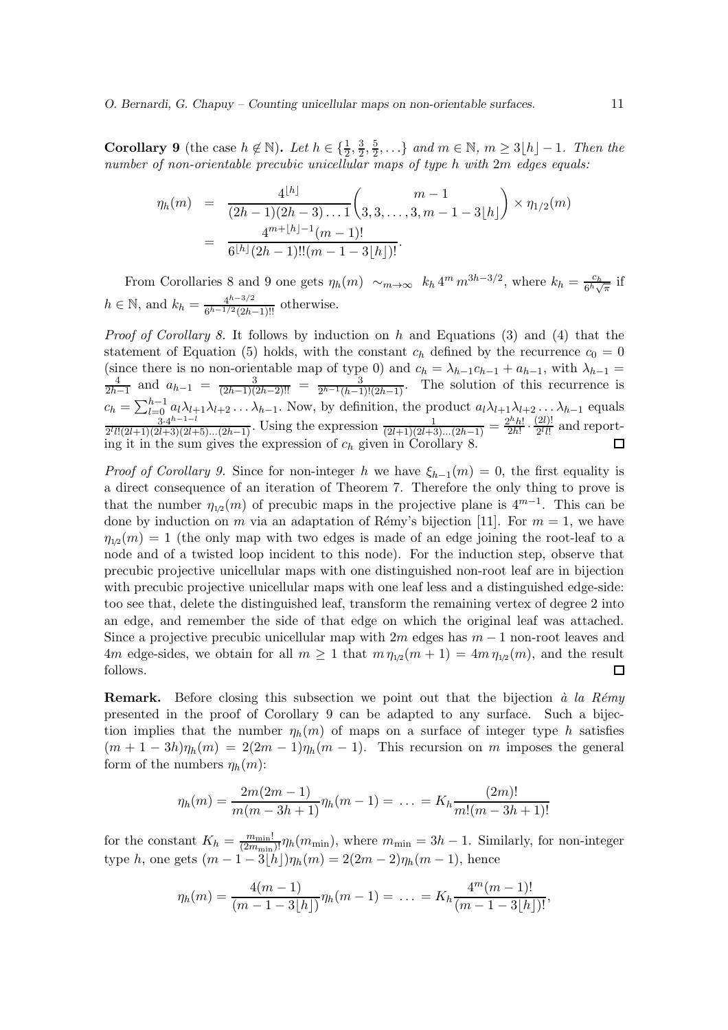**Corollary 9** (the case $h \notin \mathbb{N}$)**.** *Let $h \in \{\frac{1}{2}, \frac{3}{2}, \frac{5}{2}, \ldots\}$ and $m \in \mathbb{N}$, $m \geq 3\lfloor h \rfloor - 1$. Then the number of non-orientable precubic unicellular maps of type $h$ with $2m$ edges equals:*

$$
\begin{aligned}
\eta_h(m) &= \frac{4^{\lfloor h \rfloor}}{(2h-1)(2h-3)\ldots 1} \binom{m-1}{3, 3, \ldots, 3, m-1-3\lfloor h \rfloor} \times \eta_{1/2}(m) \\
&= \frac{4^{m+\lfloor h \rfloor - 1}(m-1)!}{6^{\lfloor h \rfloor}(2h-1)!!(m-1-3\lfloor h \rfloor)!}.
\end{aligned}
$$

From Corollaries 8 and 9 one gets $\eta_h(m) \sim_{m\to\infty} k_h\, 4^m\, m^{3h-3/2}$, where $k_h = \frac{c_h}{6^h \sqrt{\pi}}$ if $h \in \mathbb{N}$, and $k_h = \frac{4^{h-3/2}}{6^{h-1/2}(2h-1)!!}$ otherwise.

*Proof of Corollary 8.* It follows by induction on $h$ and Equations (3) and (4) that the statement of Equation (5) holds, with the constant $c_h$ defined by the recurrence $c_0 = 0$ (since there is no non-orientable map of type 0) and $c_h = \lambda_{h-1}c_{h-1} + a_{h-1}$, with $\lambda_{h-1} = \frac{4}{2h-1}$ and $a_{h-1} = \frac{3}{(2h-1)(2h-2)!!} = \frac{3}{2^{h-1}(h-1)!(2h-1)}$. The solution of this recurrence is $c_h = \sum_{l=0}^{h-1} a_l \lambda_{l+1}\lambda_{l+2}\ldots\lambda_{h-1}$. Now, by definition, the product $a_l\lambda_{l+1}\lambda_{l+2}\ldots\lambda_{h-1}$ equals $\frac{3\cdot 4^{h-1-l}}{2^l l!(2l+1)(2l+3)(2l+5)\ldots(2h-1)}$. Using the expression $\frac{1}{(2l+1)(2l+3)\ldots(2h-1)} = \frac{2^h h!}{2h!} \cdot \frac{(2l)!}{2^l l!}$ and reporting it in the sum gives the expression of $c_h$ given in Corollary 8. $\square$

*Proof of Corollary 9.* Since for non-integer $h$ we have $\xi_{h-1}(m) = 0$, the first equality is a direct consequence of an iteration of Theorem 7. Therefore the only thing to prove is that the number $\eta_{1/2}(m)$ of precubic maps in the projective plane is $4^{m-1}$. This can be done by induction on $m$ via an adaptation of Rémy's bijection [11]. For $m = 1$, we have $\eta_{1/2}(m) = 1$ (the only map with two edges is made of an edge joining the root-leaf to a node and of a twisted loop incident to this node). For the induction step, observe that precubic projective unicellular maps with one distinguished non-root leaf are in bijection with precubic projective unicellular maps with one leaf less and a distinguished edge-side: too see that, delete the distinguished leaf, transform the remaining vertex of degree 2 into an edge, and remember the side of that edge on which the original leaf was attached. Since a projective precubic unicellular map with $2m$ edges has $m-1$ non-root leaves and $4m$ edge-sides, we obtain for all $m \geq 1$ that $m\,\eta_{1/2}(m+1) = 4m\,\eta_{1/2}(m)$, and the result follows. $\square$

**Remark.** Before closing this subsection we point out that the bijection *à la Rémy* presented in the proof of Corollary 9 can be adapted to any surface. Such a bijection implies that the number $\eta_h(m)$ of maps on a surface of integer type $h$ satisfies $(m+1-3h)\eta_h(m) = 2(2m-1)\eta_h(m-1)$. This recursion on $m$ imposes the general form of the numbers $\eta_h(m)$:

$$
\eta_h(m) = \frac{2m(2m-1)}{m(m-3h+1)}\eta_h(m-1) = \ldots = K_h \frac{(2m)!}{m!(m-3h+1)!}
$$

for the constant $K_h = \frac{m_{\min}!}{(2m_{\min})!}\eta_h(m_{\min})$, where $m_{\min} = 3h-1$. Similarly, for non-integer type $h$, one gets $(m-1-3\lfloor h \rfloor)\eta_h(m) = 2(2m-2)\eta_h(m-1)$, hence

$$
\eta_h(m) = \frac{4(m-1)}{(m-1-3\lfloor h \rfloor)}\eta_h(m-1) = \ldots = K_h \frac{4^m(m-1)!}{(m-1-3\lfloor h \rfloor)!},
$$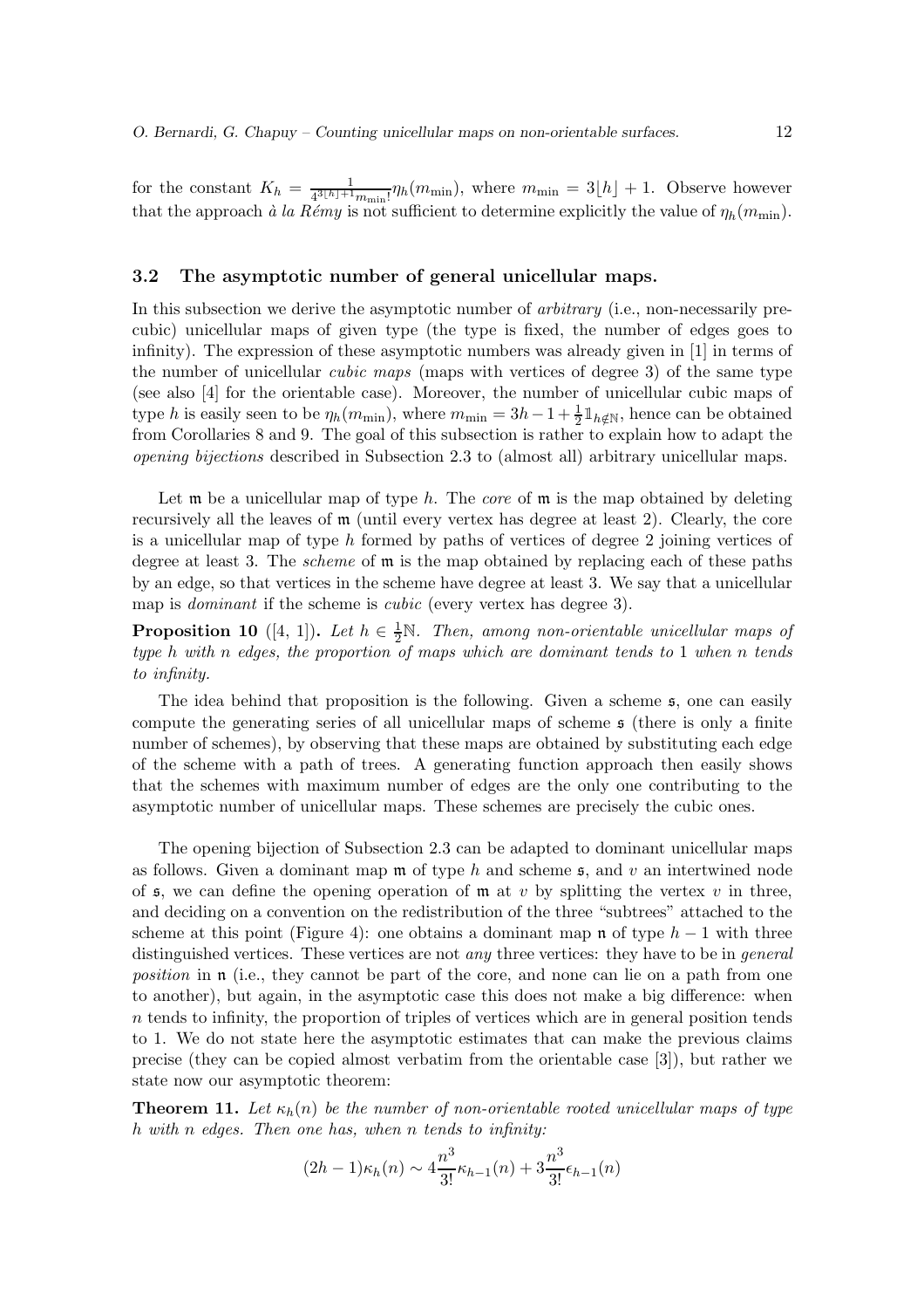for the constant $K_h = \frac{1}{4^{3\lfloor h \rfloor + 1} m_{\min}!} \eta_h(m_{\min})$, where $m_{\min} = 3\lfloor h \rfloor + 1$. Observe however that the approach *à la Rémy* is not sufficient to determine explicitly the value of $\eta_h(m_{\min})$.

### 3.2 The asymptotic number of general unicellular maps.

In this subsection we derive the asymptotic number of *arbitrary* (i.e., non-necessarily precubic) unicellular maps of given type (the type is fixed, the number of edges goes to infinity). The expression of these asymptotic numbers was already given in [1] in terms of the number of unicellular *cubic maps* (maps with vertices of degree 3) of the same type (see also [4] for the orientable case). Moreover, the number of unicellular cubic maps of type $h$ is easily seen to be $\eta_h(m_{\min})$, where $m_{\min} = 3h - 1 + \frac{1}{2}\mathbb{1}_{h \notin \mathbb{N}}$, hence can be obtained from Corollaries 8 and 9. The goal of this subsection is rather to explain how to adapt the *opening bijections* described in Subsection 2.3 to (almost all) arbitrary unicellular maps.

Let $\mathfrak{m}$ be a unicellular map of type $h$. The *core* of $\mathfrak{m}$ is the map obtained by deleting recursively all the leaves of $\mathfrak{m}$ (until every vertex has degree at least 2). Clearly, the core is a unicellular map of type $h$ formed by paths of vertices of degree 2 joining vertices of degree at least 3. The *scheme* of $\mathfrak{m}$ is the map obtained by replacing each of these paths by an edge, so that vertices in the scheme have degree at least 3. We say that a unicellular map is *dominant* if the scheme is *cubic* (every vertex has degree 3).

**Proposition 10** ([4, 1])**.** *Let $h \in \frac{1}{2}\mathbb{N}$. Then, among non-orientable unicellular maps of type $h$ with $n$ edges, the proportion of maps which are dominant tends to 1 when $n$ tends to infinity.*

The idea behind that proposition is the following. Given a scheme $\mathfrak{s}$, one can easily compute the generating series of all unicellular maps of scheme $\mathfrak{s}$ (there is only a finite number of schemes), by observing that these maps are obtained by substituting each edge of the scheme with a path of trees. A generating function approach then easily shows that the schemes with maximum number of edges are the only one contributing to the asymptotic number of unicellular maps. These schemes are precisely the cubic ones.

The opening bijection of Subsection 2.3 can be adapted to dominant unicellular maps as follows. Given a dominant map $\mathfrak{m}$ of type $h$ and scheme $\mathfrak{s}$, and $v$ an intertwined node of $\mathfrak{s}$, we can define the opening operation of $\mathfrak{m}$ at $v$ by splitting the vertex $v$ in three, and deciding on a convention on the redistribution of the three "subtrees" attached to the scheme at this point (Figure 4): one obtains a dominant map $\mathfrak{n}$ of type $h-1$ with three distinguished vertices. These vertices are not *any* three vertices: they have to be in *general position* in $\mathfrak{n}$ (i.e., they cannot be part of the core, and none can lie on a path from one to another), but again, in the asymptotic case this does not make a big difference: when $n$ tends to infinity, the proportion of triples of vertices which are in general position tends to 1. We do not state here the asymptotic estimates that can make the previous claims precise (they can be copied almost verbatim from the orientable case [3]), but rather we state now our asymptotic theorem:

**Theorem 11.** *Let $\kappa_h(n)$ be the number of non-orientable rooted unicellular maps of type $h$ with $n$ edges. Then one has, when $n$ tends to infinity:*

$$(2h-1)\kappa_h(n) \sim 4\frac{n^3}{3!}\kappa_{h-1}(n) + 3\frac{n^3}{3!}\epsilon_{h-1}(n)$$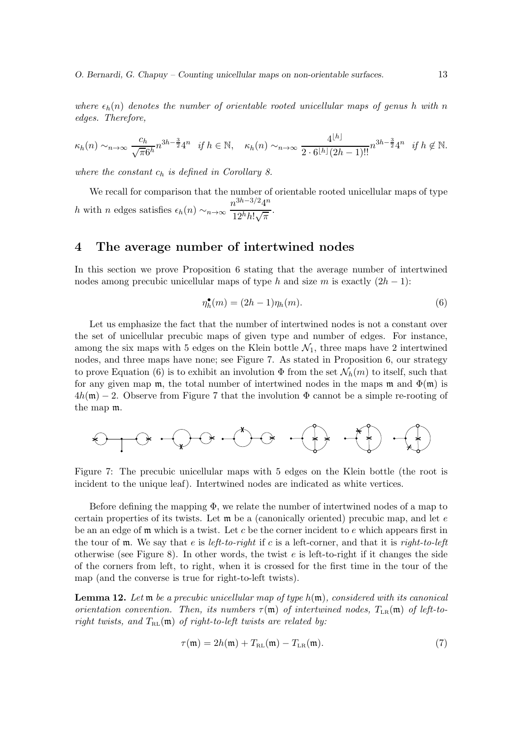*where $\epsilon_h(n)$ denotes the number of orientable rooted unicellular maps of genus $h$ with $n$ edges. Therefore,*

$$\kappa_h(n) \sim_{n\to\infty} \frac{c_h}{\sqrt{\pi}6^h} n^{3h-\frac{3}{2}} 4^n \quad \text{if } h \in \mathbb{N}, \quad \kappa_h(n) \sim_{n\to\infty} \frac{4^{\lfloor h \rfloor}}{2 \cdot 6^{\lfloor h \rfloor}(2h-1)!!} n^{3h-\frac{3}{2}} 4^n \quad \text{if } h \notin \mathbb{N}.$$

*where the constant $c_h$ is defined in Corollary 8.*

We recall for comparison that the number of orientable rooted unicellular maps of type $h$ with $n$ edges satisfies $\epsilon_h(n) \sim_{n\to\infty} \dfrac{n^{3h-3/2}4^n}{12^h h! \sqrt{\pi}}$.

## 4 The average number of intertwined nodes

In this section we prove Proposition 6 stating that the average number of intertwined nodes among precubic unicellular maps of type $h$ and size $m$ is exactly $(2h-1)$:

$$\eta_h^\bullet(m) = (2h-1)\eta_h(m). \tag{6}$$

Let us emphasize the fact that the number of intertwined nodes is not a constant over the set of unicellular precubic maps of given type and number of edges. For instance, among the six maps with 5 edges on the Klein bottle $\mathcal{N}_1$, three maps have 2 intertwined nodes, and three maps have none; see Figure 7. As stated in Proposition 6, our strategy to prove Equation (6) is to exhibit an involution $\Phi$ from the set $\mathcal{N}_h(m)$ to itself, such that for any given map $\mathfrak{m}$, the total number of intertwined nodes in the maps $\mathfrak{m}$ and $\Phi(\mathfrak{m})$ is $4h(\mathfrak{m}) - 2$. Observe from Figure 7 that the involution $\Phi$ cannot be a simple re-rooting of the map $\mathfrak{m}$.

Figure 7: The precubic unicellular maps with 5 edges on the Klein bottle (the root is incident to the unique leaf). Intertwined nodes are indicated as white vertices.

Before defining the mapping $\Phi$, we relate the number of intertwined nodes of a map to certain properties of its twists. Let $\mathfrak{m}$ be a (canonically oriented) precubic map, and let $e$ be an an edge of $\mathfrak{m}$ which is a twist. Let $c$ be the corner incident to $e$ which appears first in the tour of $\mathfrak{m}$. We say that $e$ is *left-to-right* if $c$ is a left-corner, and that it is *right-to-left* otherwise (see Figure 8). In other words, the twist $e$ is left-to-right if it changes the side of the corners from left, to right, when it is crossed for the first time in the tour of the map (and the converse is true for right-to-left twists).

**Lemma 12.** *Let $\mathfrak{m}$ be a precubic unicellular map of type $h(\mathfrak{m})$, considered with its canonical orientation convention. Then, its numbers $\tau(\mathfrak{m})$ of intertwined nodes, $T_{\text{LR}}(\mathfrak{m})$ of left-to-right twists, and $T_{\text{RL}}(\mathfrak{m})$ of right-to-left twists are related by:*

$$\tau(\mathfrak{m}) = 2h(\mathfrak{m}) + T_{\text{RL}}(\mathfrak{m}) - T_{\text{LR}}(\mathfrak{m}). \tag{7}$$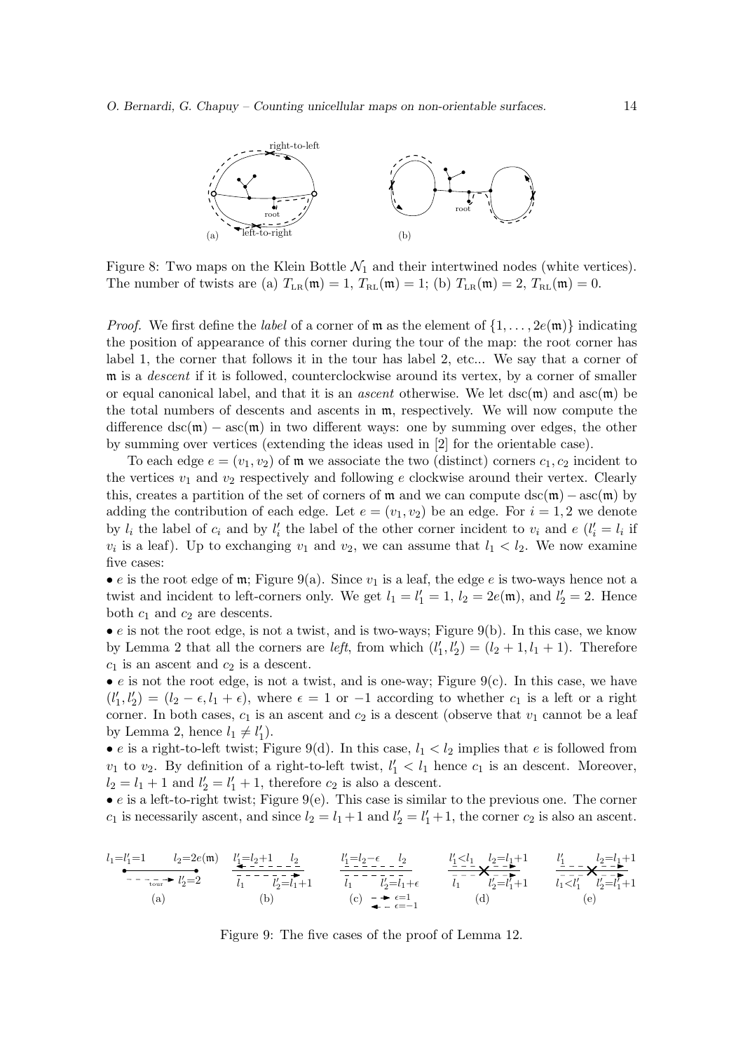Figure 8: Two maps on the Klein Bottle $\mathcal{N}_1$ and their intertwined nodes (white vertices). The number of twists are (a) $T_{\text{LR}}(\mathfrak{m}) = 1$, $T_{\text{RL}}(\mathfrak{m}) = 1$; (b) $T_{\text{LR}}(\mathfrak{m}) = 2$, $T_{\text{RL}}(\mathfrak{m}) = 0$.

*Proof.* We first define the *label* of a corner of $\mathfrak{m}$ as the element of $\{1, \ldots, 2e(\mathfrak{m})\}$ indicating the position of appearance of this corner during the tour of the map: the root corner has label 1, the corner that follows it in the tour has label 2, etc... We say that a corner of $\mathfrak{m}$ is a *descent* if it is followed, counterclockwise around its vertex, by a corner of smaller or equal canonical label, and that it is an *ascent* otherwise. We let $\text{dsc}(\mathfrak{m})$ and $\text{asc}(\mathfrak{m})$ be the total numbers of descents and ascents in $\mathfrak{m}$, respectively. We will now compute the difference $\text{dsc}(\mathfrak{m}) - \text{asc}(\mathfrak{m})$ in two different ways: one by summing over edges, the other by summing over vertices (extending the ideas used in [2] for the orientable case).

To each edge $e = (v_1, v_2)$ of $\mathfrak{m}$ we associate the two (distinct) corners $c_1, c_2$ incident to the vertices $v_1$ and $v_2$ respectively and following $e$ clockwise around their vertex. Clearly this, creates a partition of the set of corners of $\mathfrak{m}$ and we can compute $\text{dsc}(\mathfrak{m})$ by adding the contribution of each edge. Let $e = (v_1, v_2)$ be an edge. For $i = 1, 2$ we denote by $l_i$ the label of $c_i$ and by $l'_i$ the label of the other corner incident to $v_i$ and $e$ ($l'_i = l_i$ if $v_i$ is a leaf). Up to exchanging $v_1$ and $v_2$, we can assume that $l_1 < l_2$. We now examine five cases:

• $e$ is the root edge of $\mathfrak{m}$; Figure 9(a). Since $v_1$ is a leaf, the edge $e$ is two-ways hence not a twist and incident to left-corners only. We get $l_1 = l'_1 = 1$, $l_2 = 2e(\mathfrak{m})$, and $l'_2 = 2$. Hence both $c_1$ and $c_2$ are descents.

• $e$ is not the root edge, is not a twist, and is two-ways; Figure 9(b). In this case, we know by Lemma 2 that all the corners are *left*, from which $(l'_1, l'_2) = (l_2 + 1, l_1 + 1)$. Therefore $c_1$ is an ascent and $c_2$ is a descent.

• $e$ is not the root edge, is not a twist, and is one-way; Figure 9(c). In this case, we have $(l'_1, l'_2) = (l_2 - \epsilon, l_1 + \epsilon)$, where $\epsilon = 1$ or $-1$ according to whether $c_1$ is a left or a right corner. In both cases, $c_1$ is an ascent and $c_2$ is a descent (observe that $v_1$ cannot be a leaf by Lemma 2, hence $l_1 \neq l'_1$).

• $e$ is a right-to-left twist; Figure 9(d). In this case, $l_1 < l_2$ implies that $e$ is followed from $v_1$ to $v_2$. By definition of a right-to-left twist, $l'_1 < l_1$ hence $c_1$ is an descent. Moreover, $l_2 = l_1 + 1$ and $l'_2 = l'_1 + 1$, therefore $c_2$ is also a descent.

• $e$ is a left-to-right twist; Figure 9(e). This case is similar to the previous one. The corner $c_1$ is necessarily ascent, and since $l_2 = l_1 + 1$ and $l'_2 = l'_1 + 1$, the corner $c_2$ is also an ascent.

Figure 9: The five cases of the proof of Lemma 12.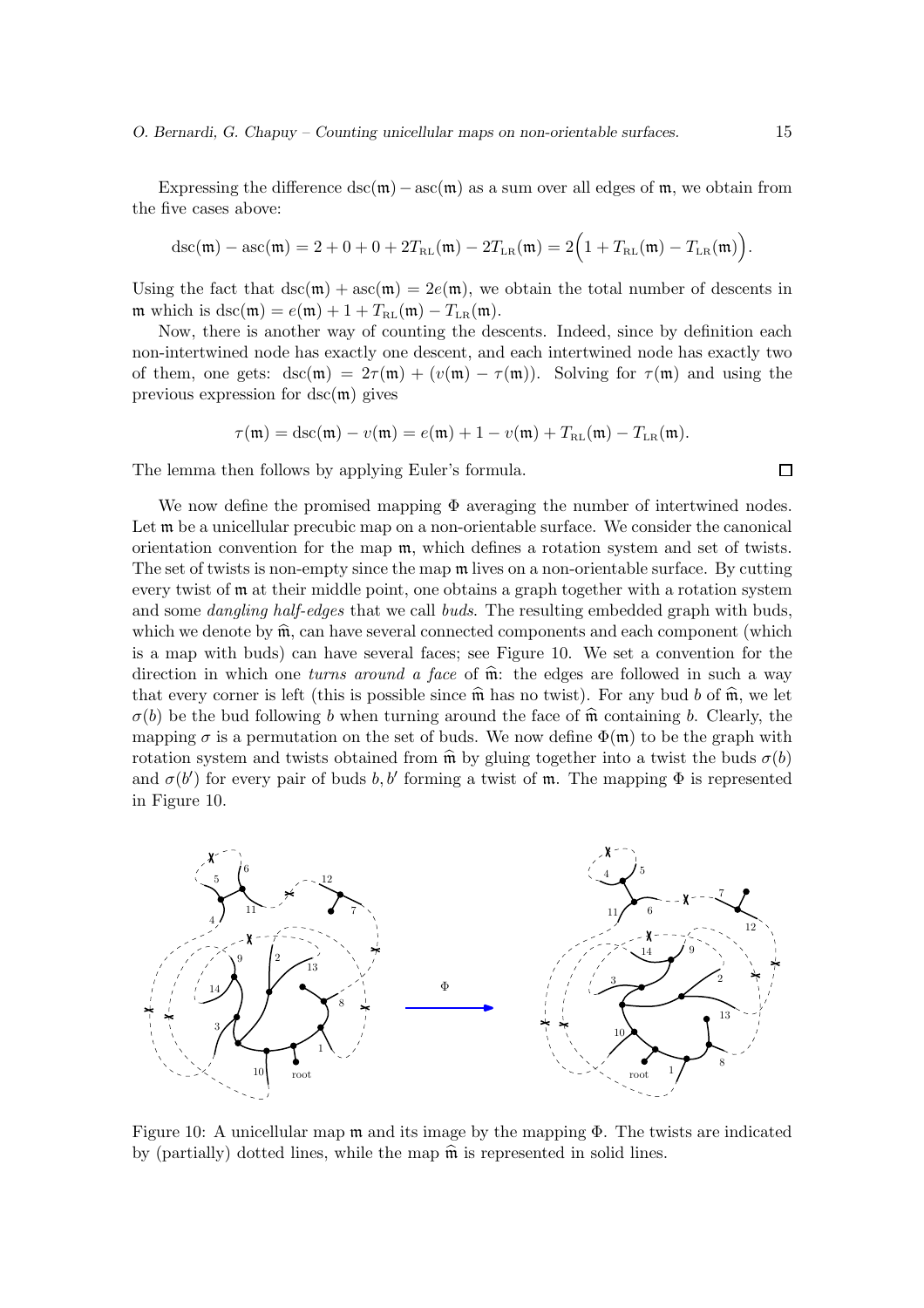Expressing the difference $\mathrm{dsc}(\mathfrak{m}) - \mathrm{asc}(\mathfrak{m})$ as a sum over all edges of $\mathfrak{m}$, we obtain from the five cases above:

$$\mathrm{dsc}(\mathfrak{m}) - \mathrm{asc}(\mathfrak{m}) = 2 + 0 + 0 + 2T_{\mathrm{RL}}(\mathfrak{m}) - 2T_{\mathrm{LR}}(\mathfrak{m}) = 2\Big(1 + T_{\mathrm{RL}}(\mathfrak{m}) - T_{\mathrm{LR}}(\mathfrak{m})\Big).$$

Using the fact that $\mathrm{dsc}(\mathfrak{m}) + \mathrm{asc}(\mathfrak{m}) = 2e(\mathfrak{m})$, we obtain the total number of descents in $\mathfrak{m}$ which is $\mathrm{dsc}(\mathfrak{m}) = e(\mathfrak{m}) + 1 + T_{\mathrm{RL}}(\mathfrak{m}) - T_{\mathrm{LR}}(\mathfrak{m})$.

Now, there is another way of counting the descents. Indeed, since by definition each non-intertwined node has exactly one descent, and each intertwined node has exactly two of them, one gets: $\mathrm{dsc}(\mathfrak{m}) = 2\tau(\mathfrak{m}) + (v(\mathfrak{m}) - \tau(\mathfrak{m}))$. Solving for $\tau(\mathfrak{m})$ and using the previous expression for $\mathrm{dsc}(\mathfrak{m})$ gives

$$\tau(\mathfrak{m}) = \mathrm{dsc}(\mathfrak{m}) - v(\mathfrak{m}) = e(\mathfrak{m}) + 1 - v(\mathfrak{m}) + T_{\mathrm{RL}}(\mathfrak{m}) - T_{\mathrm{LR}}(\mathfrak{m}).$$

The lemma then follows by applying Euler's formula. $\square$

We now define the promised mapping $\Phi$ averaging the number of intertwined nodes. Let $\mathfrak{m}$ be a unicellular precubic map on a non-orientable surface. We consider the canonical orientation convention for the map $\mathfrak{m}$, which defines a rotation system and set of twists. The set of twists is non-empty since the map $\mathfrak{m}$ lives on a non-orientable surface. By cutting every twist of $\mathfrak{m}$ at their middle point, one obtains a graph together with a rotation system and some *dangling half-edges* that we call *buds*. The resulting embedded graph with buds, which we denote by $\widehat{\mathfrak{m}}$, can have several connected components and each component (which is a map with buds) can have several faces; see Figure 10. We set a convention for the direction in which one *turns around a face* of $\widehat{\mathfrak{m}}$: the edges are followed in such a way that every corner is left (this is possible since $\widehat{\mathfrak{m}}$ has no twist). For any bud $b$ of $\widehat{\mathfrak{m}}$, we let $\sigma(b)$ be the bud following $b$ when turning around the face of $\widehat{\mathfrak{m}}$ containing $b$. Clearly, the mapping $\sigma$ is a permutation on the set of buds. We now define $\Phi(\mathfrak{m})$ to be the graph with rotation system and twists obtained from $\widehat{\mathfrak{m}}$ by gluing together into a twist the buds $\sigma(b)$ and $\sigma(b')$ for every pair of buds $b, b'$ forming a twist of $\mathfrak{m}$. The mapping $\Phi$ is represented in Figure 10.

Figure 10: A unicellular map $\mathfrak{m}$ and its image by the mapping $\Phi$. The twists are indicated by (partially) dotted lines, while the map $\widehat{\mathfrak{m}}$ is represented in solid lines.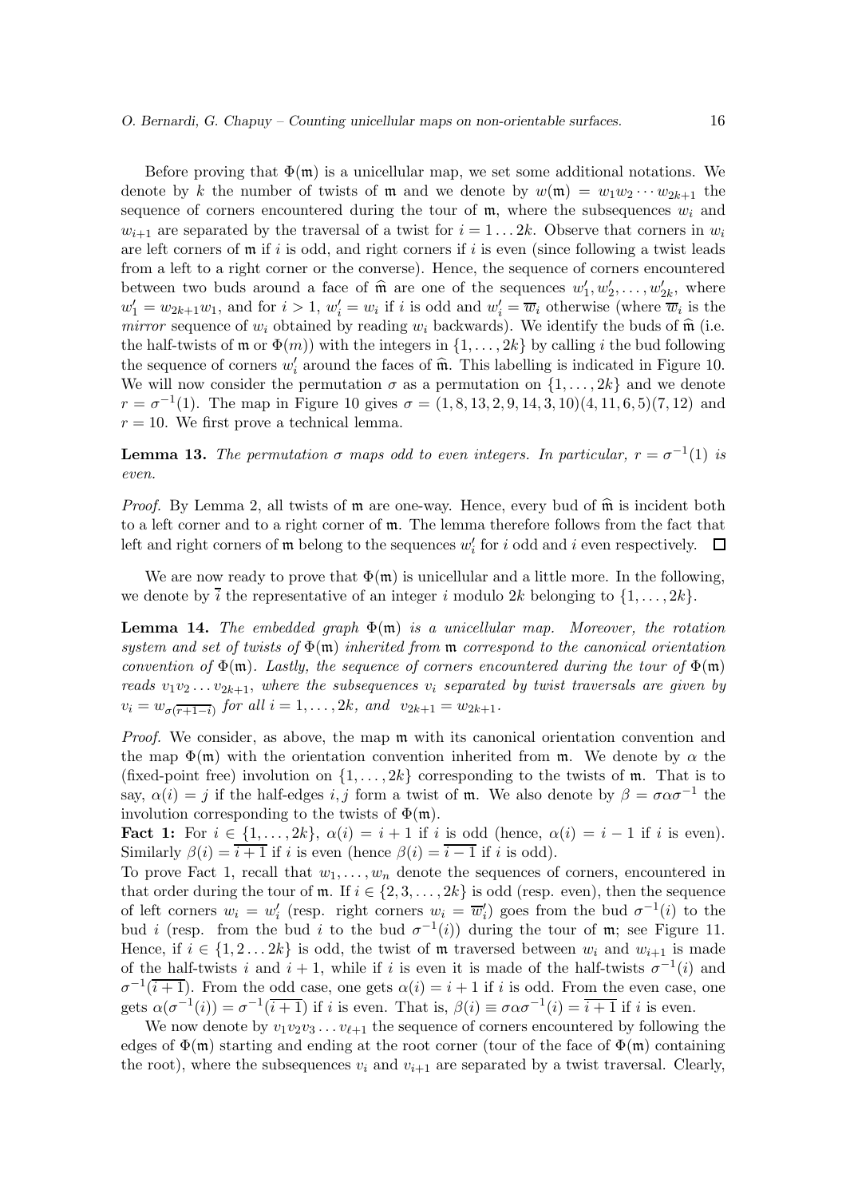Before proving that $\Phi(\mathfrak{m})$ is a unicellular map, we set some additional notations. We denote by $k$ the number of twists of $\mathfrak{m}$ and we denote by $w(\mathfrak{m}) = w_1 w_2 \cdots w_{2k+1}$ the sequence of corners encountered during the tour of $\mathfrak{m}$, where the subsequences $w_i$ and $w_{i+1}$ are separated by the traversal of a twist for $i = 1 \ldots 2k$. Observe that corners in $w_i$ are left corners of $\mathfrak{m}$ if $i$ is odd, and right corners if $i$ is even (since following a twist leads from a left to a right corner or the converse). Hence, the sequence of corners encountered between two buds around a face of $\widehat{\mathfrak{m}}$ are one of the sequences $w'_1, w'_2, \ldots, w'_{2k}$, where $w'_1 = w_{2k+1}w_1$, and for $i > 1$, $w'_i = w_i$ if $i$ is odd and $w'_i = \overline{w}_i$ otherwise (where $\overline{w}_i$ is the *mirror* sequence of $w_i$ obtained by reading $w_i$ backwards). We identify the buds of $\widehat{\mathfrak{m}}$ (i.e. the half-twists of $\mathfrak{m}$ or $\Phi(m)$) with the integers in $\{1, \ldots, 2k\}$ by calling $i$ the bud following the sequence of corners $w'_i$ around the faces of $\widehat{\mathfrak{m}}$. This labelling is indicated in Figure 10. We will now consider the permutation $\sigma$ as a permutation on $\{1, \ldots, 2k\}$ and we denote $r = \sigma^{-1}(1)$. The map in Figure 10 gives $\sigma = (1, 8, 13, 2, 9, 14, 3, 10)(4, 11, 6, 5)(7, 12)$ and $r = 10$. We first prove a technical lemma.

**Lemma 13.** *The permutation $\sigma$ maps odd to even integers. In particular, $r = \sigma^{-1}(1)$ is even.*

*Proof.* By Lemma 2, all twists of $\mathfrak{m}$ are one-way. Hence, every bud of $\widehat{\mathfrak{m}}$ is incident both to a left corner and to a right corner of $\mathfrak{m}$. The lemma therefore follows from the fact that left and right corners of $\mathfrak{m}$ belong to the sequences $w'_i$ for $i$ odd and $i$ even respectively. $\square$

We are now ready to prove that $\Phi(\mathfrak{m})$ is unicellular and a little more. In the following, we denote by $\overline{i}$ the representative of an integer $i$ modulo $2k$ belonging to $\{1, \ldots, 2k\}$.

**Lemma 14.** *The embedded graph $\Phi(\mathfrak{m})$ is a unicellular map. Moreover, the rotation system and set of twists of $\Phi(\mathfrak{m})$ inherited from $\mathfrak{m}$ correspond to the canonical orientation convention of $\Phi(\mathfrak{m})$. Lastly, the sequence of corners encountered during the tour of $\Phi(\mathfrak{m})$ reads $v_1 v_2 \ldots v_{2k+1}$, where the subsequences $v_i$ separated by twist traversals are given by $v_i = w_{\sigma(\overline{r+1-i})}$ for all $i = 1, \ldots, 2k$, and $v_{2k+1} = w_{2k+1}$.*

*Proof.* We consider, as above, the map $\mathfrak{m}$ with its canonical orientation convention and the map $\Phi(\mathfrak{m})$ with the orientation convention inherited from $\mathfrak{m}$. We denote by $\alpha$ the (fixed-point free) involution on $\{1, \ldots, 2k\}$ corresponding to the twists of $\mathfrak{m}$. That is to say, $\alpha(i) = j$ if the half-edges $i, j$ form a twist of $\mathfrak{m}$. We also denote by $\beta = \sigma\alpha\sigma^{-1}$ the involution corresponding to the twists of $\Phi(\mathfrak{m})$.

**Fact 1:** For $i \in \{1, \ldots, 2k\}$, $\alpha(i) = i + 1$ if $i$ is odd (hence, $\alpha(i) = i - 1$ if $i$ is even). Similarly $\beta(i) = \overline{i+1}$ if $i$ is even (hence $\beta(i) = \overline{i-1}$ if $i$ is odd).

To prove Fact 1, recall that $w_1, \ldots, w_n$ denote the sequences of corners, encountered in that order during the tour of $\mathfrak{m}$. If $i \in \{2, 3, \ldots, 2k\}$ is odd (resp. even), then the sequence of left corners $w_i = w'_i$ (resp. right corners $w_i = \overline{w}'_i$) goes from the bud $\sigma^{-1}(i)$ to the bud $i$ (resp. from the bud $i$ to the bud $\sigma^{-1}(i)$) during the tour of $\mathfrak{m}$; see Figure 11. Hence, if $i \in \{1, 2 \ldots 2k\}$ is odd, the twist of $\mathfrak{m}$ traversed between $w_i$ and $w_{i+1}$ is made of the half-twists $i$ and $i + 1$, while if $i$ is even it is made of the half-twists $\sigma^{-1}(i)$ and $\sigma^{-1}(\overline{i+1})$. From the odd case, one gets $\alpha(i) = i + 1$ if $i$ is odd. From the even case, one gets $\alpha(\sigma^{-1}(i)) = \sigma^{-1}(\overline{i+1})$ if $i$ is even. That is, $\beta(i) \equiv \sigma\alpha\sigma^{-1}(i) = \overline{i+1}$ if $i$ is even.

We now denote by $v_1 v_2 v_3 \ldots v_{\ell+1}$ the sequence of corners encountered by following the edges of $\Phi(\mathfrak{m})$ starting and ending at the root corner (tour of the face of $\Phi(\mathfrak{m})$ containing the root), where the subsequences $v_i$ and $v_{i+1}$ are separated by a twist traversal. Clearly,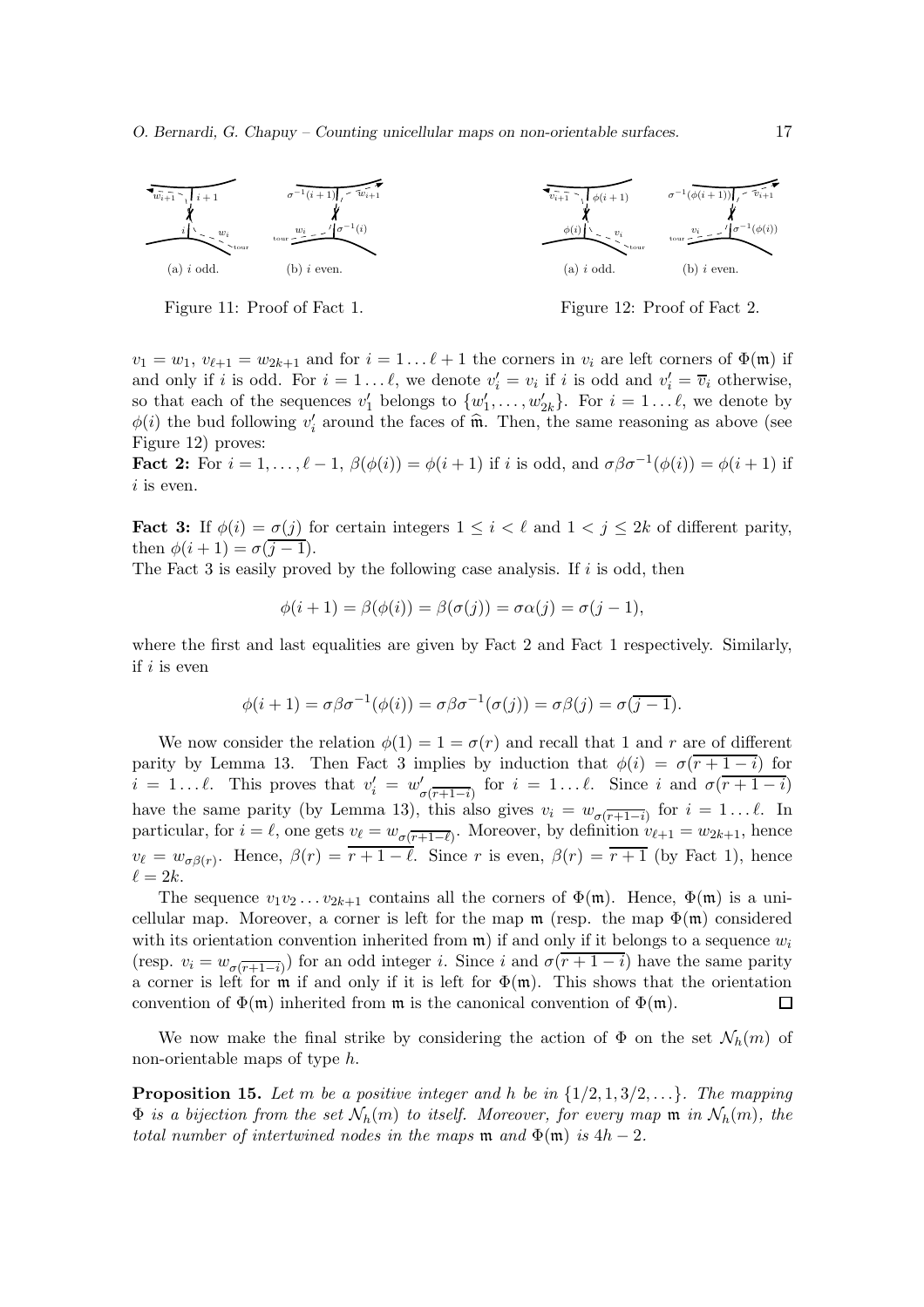(a) $i$ odd. (b) $i$ even.

Figure 11: Proof of Fact 1.

(a) $i$ odd. (b) $i$ even.

Figure 12: Proof of Fact 2.

$v_1 = w_1$, $v_{\ell+1} = w_{2k+1}$ and for $i = 1 \dots \ell+1$ the corners in $v_i$ are left corners of $\Phi(\mathfrak{m})$ if and only if $i$ is odd. For $i = 1 \dots \ell$, we denote $v'_i = v_i$ if $i$ is odd and $v'_i = \overline{v}_i$ otherwise, so that each of the sequences $v'_1$ belongs to $\{w'_1, \dots, w'_{2k}\}$. For $i = 1 \dots \ell$, we denote by $\phi(i)$ the bud following $v'_i$ around the faces of $\widehat{\mathfrak{m}}$. Then, the same reasoning as above (see Figure 12) proves:

**Fact 2:** For $i = 1, \dots, \ell - 1$, $\beta(\phi(i)) = \phi(i+1)$ if $i$ is odd, and $\sigma\beta\sigma^{-1}(\phi(i)) = \phi(i+1)$ if $i$ is even.

**Fact 3:** If $\phi(i) = \sigma(j)$ for certain integers $1 \leq i < \ell$ and $1 < j \leq 2k$ of different parity, then $\phi(i+1) = \sigma(\overline{j-1})$.

The Fact 3 is easily proved by the following case analysis. If $i$ is odd, then

$$\phi(i+1) = \beta(\phi(i)) = \beta(\sigma(j)) = \sigma\alpha(j) = \sigma(j-1),$$

where the first and last equalities are given by Fact 2 and Fact 1 respectively. Similarly, if $i$ is even

$$\phi(i+1) = \sigma\beta\sigma^{-1}(\phi(i)) = \sigma\beta\sigma^{-1}(\sigma(j)) = \sigma\beta(j) = \sigma(\overline{j-1}).$$

We now consider the relation $\phi(1) = 1 = \sigma(r)$ and recall that 1 and $r$ are of different parity by Lemma 13. Then Fact 3 implies by induction that $\phi(i) = \sigma(\overline{r+1-i})$ for $i = 1 \dots \ell$. This proves that $v'_i = w'_{\sigma(\overline{r+1-i})}$ for $i = 1 \dots \ell$. Since $i$ and $\sigma(\overline{r+1-i})$ have the same parity (by Lemma 13), this also gives $v_i = w_{\sigma(\overline{r+1-i})}$ for $i = 1 \dots \ell$. In particular, for $i = \ell$, one gets $v_\ell = w_{\sigma(\overline{r+1-\ell})}$. Moreover, by definition $v_{\ell+1} = w_{2k+1}$, hence $v_\ell = w_{\sigma\beta(r)}$. Hence, $\beta(r) = \overline{r+1-\ell}$. Since $r$ is even, $\beta(r) = \overline{r+1}$ (by Fact 1), hence $\ell = 2k$.

The sequence $v_1 v_2 \dots v_{2k+1}$ contains all the corners of $\Phi(\mathfrak{m})$. Hence, $\Phi(\mathfrak{m})$ is a unicellular map. Moreover, a corner is left for the map $\mathfrak{m}$ (resp. the map $\Phi(\mathfrak{m})$ considered with its orientation convention inherited from $\mathfrak{m}$) if and only if it belongs to a sequence $w_i$ (resp. $v_i = w_{\sigma(\overline{r+1-i})}$) for an odd integer $i$. Since $i$ and $\sigma(\overline{r+1-i})$ have the same parity a corner is left for $\mathfrak{m}$ if and only if it is left for $\Phi(\mathfrak{m})$. This shows that the orientation convention of $\Phi(\mathfrak{m})$ inherited from $\mathfrak{m}$ is the canonical convention of $\Phi(\mathfrak{m})$. $\square$

We now make the final strike by considering the action of $\Phi$ on the set $\mathcal{N}_h(m)$ of non-orientable maps of type $h$.

**Proposition 15.** *Let $m$ be a positive integer and $h$ be in $\{1/2, 1, 3/2, \dots\}$. The mapping $\Phi$ is a bijection from the set $\mathcal{N}_h(m)$ to itself. Moreover, for every map $\mathfrak{m}$ in $\mathcal{N}_h(m)$, the total number of intertwined nodes in the maps $\mathfrak{m}$ and $\Phi(\mathfrak{m})$ is $4h - 2$.*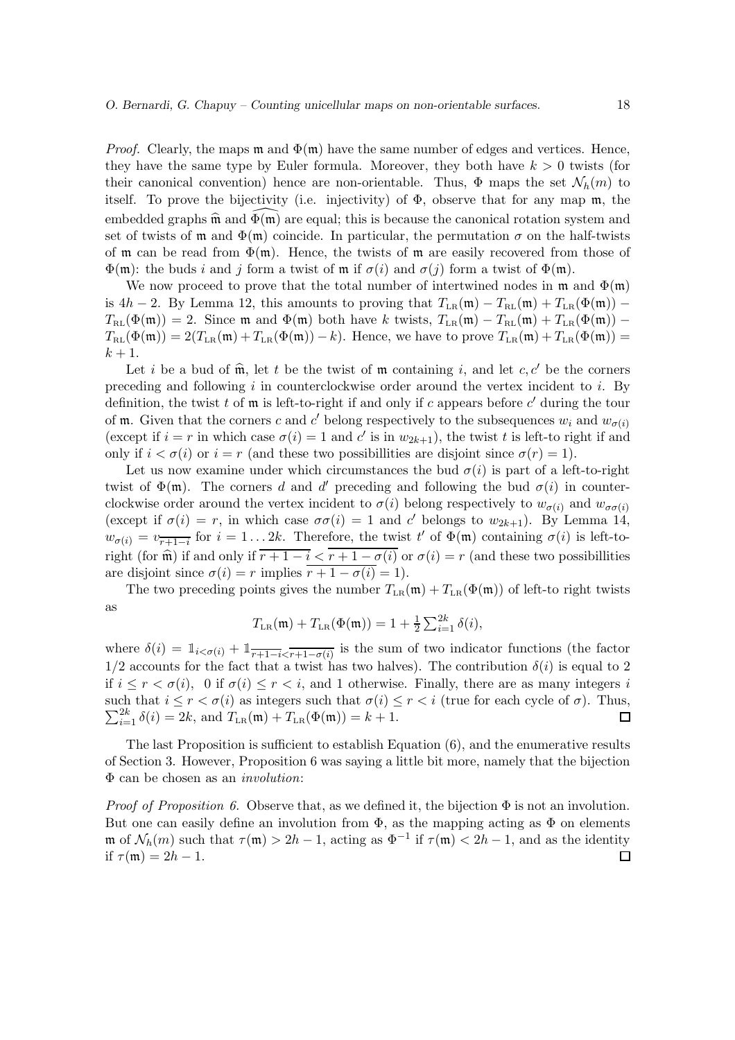*Proof.* Clearly, the maps $\mathfrak{m}$ and $\Phi(\mathfrak{m})$ have the same number of edges and vertices. Hence, they have the same type by Euler formula. Moreover, they both have $k > 0$ twists (for their canonical convention) hence are non-orientable. Thus, $\Phi$ maps the set $\mathcal{N}_h(m)$ to itself. To prove the bijectivity (i.e. injectivity) of $\Phi$, observe that for any map $\mathfrak{m}$, the embedded graphs $\widehat{\mathfrak{m}}$ and $\widehat{\Phi(\mathfrak{m})}$ are equal; this is because the canonical rotation system and set of twists of $\mathfrak{m}$ and $\Phi(\mathfrak{m})$ coincide. In particular, the permutation $\sigma$ on the half-twists of $\mathfrak{m}$ can be read from $\Phi(\mathfrak{m})$. Hence, the twists of $\mathfrak{m}$ are easily recovered from those of $\Phi(\mathfrak{m})$: the buds $i$ and $j$ form a twist of $\mathfrak{m}$ if $\sigma(i)$ and $\sigma(j)$ form a twist of $\Phi(\mathfrak{m})$.

We now proceed to prove that the total number of intertwined nodes in $\mathfrak{m}$ and $\Phi(\mathfrak{m})$ is $4h-2$. By Lemma 12, this amounts to proving that $T_{\rm LR}(\mathfrak{m}) - T_{\rm RL}(\mathfrak{m}) + T_{\rm LR}(\Phi(\mathfrak{m})) - T_{\rm RL}(\Phi(\mathfrak{m})) = 2$. Since $\mathfrak{m}$ and $\Phi(\mathfrak{m})$ both have $k$ twists, $T_{\rm LR}(\mathfrak{m}) - T_{\rm RL}(\mathfrak{m}) + T_{\rm LR}(\Phi(\mathfrak{m})) - T_{\rm RL}(\Phi(\mathfrak{m})) = 2(T_{\rm LR}(\mathfrak{m}) + T_{\rm LR}(\Phi(\mathfrak{m})) - k)$. Hence, we have to prove $T_{\rm LR}(\mathfrak{m}) + T_{\rm LR}(\Phi(\mathfrak{m})) = k+1$.

Let $i$ be a bud of $\widehat{\mathfrak{m}}$, let $t$ be the twist of $\mathfrak{m}$ containing $i$, and let $c, c'$ be the corners preceding and following $i$ in counterclockwise order around the vertex incident to $i$. By definition, the twist $t$ of $\mathfrak{m}$ is left-to-right if and only if $c$ appears before $c'$ during the tour of $\mathfrak{m}$. Given that the corners $c$ and $c'$ belong respectively to the subsequences $w_i$ and $w_{\sigma(i)}$ (except if $i = r$ in which case $\sigma(i) = 1$ and $c'$ is in $w_{2k+1}$), the twist $t$ is left-to right if and only if $i < \sigma(i)$ or $i = r$ (and these two possibillities are disjoint since $\sigma(r) = 1$).

Let us now examine under which circumstances the bud $\sigma(i)$ is part of a left-to-right twist of $\Phi(\mathfrak{m})$. The corners $d$ and $d'$ preceding and following the bud $\sigma(i)$ in counterclockwise order around the vertex incident to $\sigma(i)$ belong respectively to $w_{\sigma(i)}$ and $w_{\sigma\sigma(i)}$ (except if $\sigma(i) = r$, in which case $\sigma\sigma(i) = 1$ and $c'$ belongs to $w_{2k+1}$). By Lemma 14, $w_{\sigma(i)} = v_{\overline{r+1-i}}$ for $i = 1 \ldots 2k$. Therefore, the twist $t'$ of $\Phi(\mathfrak{m})$ containing $\sigma(i)$ is left-to-right (for $\widehat{\mathfrak{m}}$) if and only if $\overline{r+1-i} < \overline{r+1-\sigma(i)}$ or $\sigma(i) = r$ (and these two possibillities are disjoint since $\sigma(i) = r$ implies $\overline{r+1-\sigma(i)} = 1$).

The two preceding points gives the number $T_{\rm LR}(\mathfrak{m}) + T_{\rm LR}(\Phi(\mathfrak{m}))$ of left-to right twists as

$$T_{\rm LR}(\mathfrak{m}) + T_{\rm LR}(\Phi(\mathfrak{m})) = 1 + \tfrac{1}{2}\sum_{i=1}^{2k} \delta(i),$$

where $\delta(i) = \mathbb{1}_{i<\sigma(i)} + \mathbb{1}_{\overline{r+1-i}<\overline{r+1-\sigma(i)}}$ is the sum of two indicator functions (the factor $1/2$ accounts for the fact that a twist has two halves). The contribution $\delta(i)$ is equal to 2 if $i \leq r < \sigma(i)$, 0 if $\sigma(i) \leq r < i$, and 1 otherwise. Finally, there are as many integers $i$ such that $i \leq r < \sigma(i)$ as integers such that $\sigma(i) \leq r < i$ (true for each cycle of $\sigma$). Thus, $\sum_{i=1}^{2k} \delta(i) = 2k$, and $T_{\rm LR}(\mathfrak{m}) + T_{\rm LR}(\Phi(\mathfrak{m})) = k+1$. □

The last Proposition is sufficient to establish Equation (6), and the enumerative results of Section 3. However, Proposition 6 was saying a little bit more, namely that the bijection $\Phi$ can be chosen as an *involution*:

*Proof of Proposition 6.* Observe that, as we defined it, the bijection $\Phi$ is not an involution. But one can easily define an involution from $\Phi$, as the mapping acting as $\Phi$ on elements $\mathfrak{m}$ of $\mathcal{N}_h(m)$ such that $\tau(\mathfrak{m}) > 2h-1$, acting as $\Phi^{-1}$ if $\tau(\mathfrak{m}) < 2h-1$, and as the identity if $\tau(\mathfrak{m}) = 2h-1$. □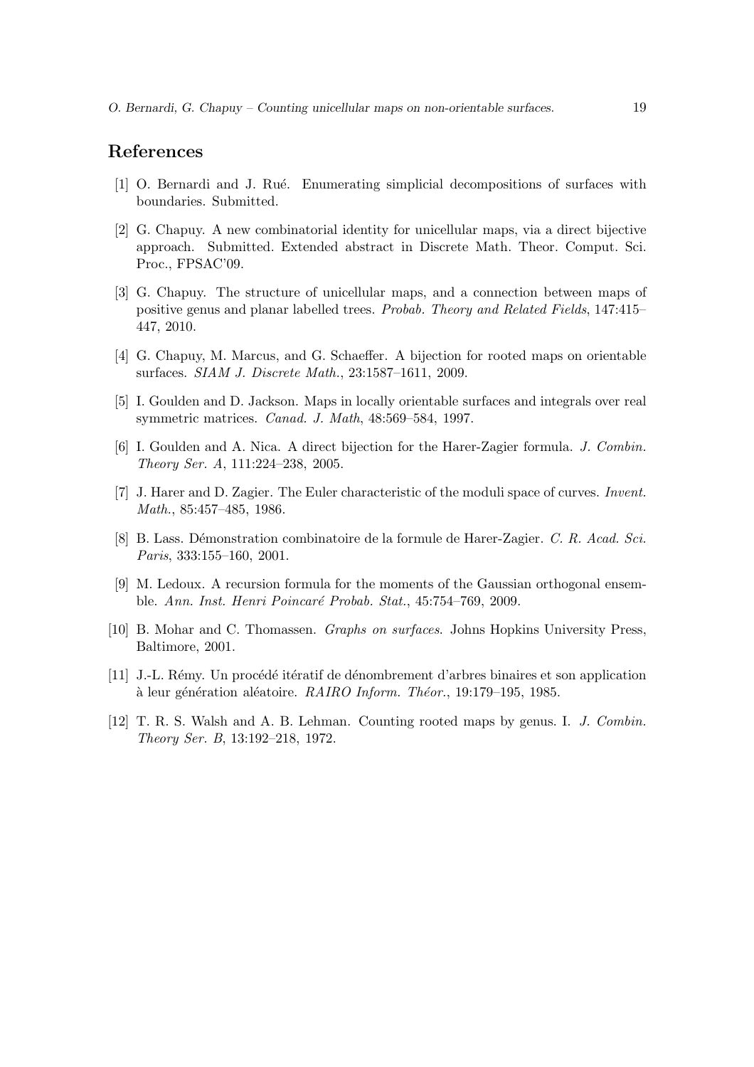## References

[1] O. Bernardi and J. Rué. Enumerating simplicial decompositions of surfaces with boundaries. Submitted.

[2] G. Chapuy. A new combinatorial identity for unicellular maps, via a direct bijective approach. Submitted. Extended abstract in Discrete Math. Theor. Comput. Sci. Proc., FPSAC'09.

[3] G. Chapuy. The structure of unicellular maps, and a connection between maps of positive genus and planar labelled trees. *Probab. Theory and Related Fields*, 147:415–447, 2010.

[4] G. Chapuy, M. Marcus, and G. Schaeffer. A bijection for rooted maps on orientable surfaces. *SIAM J. Discrete Math.*, 23:1587–1611, 2009.

[5] I. Goulden and D. Jackson. Maps in locally orientable surfaces and integrals over real symmetric matrices. *Canad. J. Math*, 48:569–584, 1997.

[6] I. Goulden and A. Nica. A direct bijection for the Harer-Zagier formula. *J. Combin. Theory Ser. A*, 111:224–238, 2005.

[7] J. Harer and D. Zagier. The Euler characteristic of the moduli space of curves. *Invent. Math.*, 85:457–485, 1986.

[8] B. Lass. Démonstration combinatoire de la formule de Harer-Zagier. *C. R. Acad. Sci. Paris*, 333:155–160, 2001.

[9] M. Ledoux. A recursion formula for the moments of the Gaussian orthogonal ensemble. *Ann. Inst. Henri Poincaré Probab. Stat.*, 45:754–769, 2009.

[10] B. Mohar and C. Thomassen. *Graphs on surfaces*. Johns Hopkins University Press, Baltimore, 2001.

[11] J.-L. Rémy. Un procédé itératif de dénombrement d'arbres binaires et son application à leur génération aléatoire. *RAIRO Inform. Théor.*, 19:179–195, 1985.

[12] T. R. S. Walsh and A. B. Lehman. Counting rooted maps by genus. I. *J. Combin. Theory Ser. B*, 13:192–218, 1972.